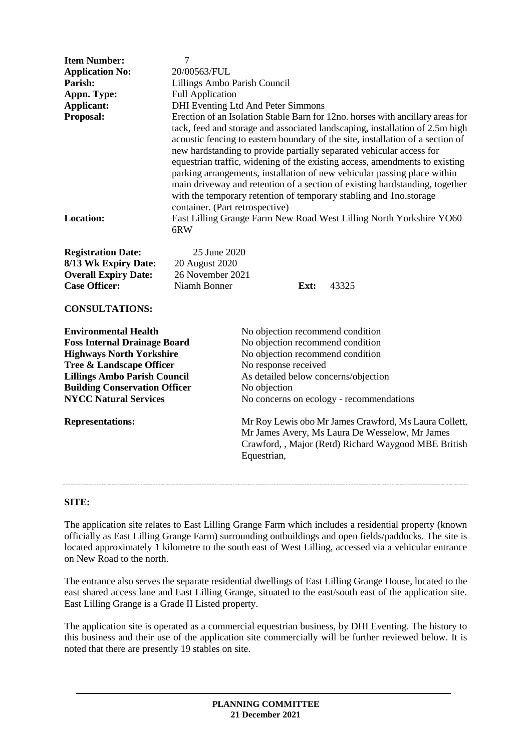| | | | |
|---|---|---|---|
| **Item Number:** | 7 | | |
| **Application No:** | 20/00563/FUL | | |
| **Parish:** | Lillings Ambo Parish Council | | |
| **Appn. Type:** | Full Application | | |
| **Applicant:** | DHI Eventing Ltd And Peter Simmons | | |
| **Proposal:** | Erection of an Isolation Stable Barn for 12no. horses with ancillary areas for tack, feed and storage and associated landscaping, installation of 2.5m high acoustic fencing to eastern boundary of the site, installation of a section of new hardstanding to provide partially separated vehicular access for equestrian traffic, widening of the existing access, amendments to existing parking arrangements, installation of new vehicular passing place within main driveway and retention of a section of existing hardstanding, together with the temporary retention of temporary stabling and 1no.storage container. (Part retrospective) | | |
| **Location:** | East Lilling Grange Farm New Road West Lilling North Yorkshire YO60 6RW | | |
| **Registration Date:** | 25 June 2020 | | |
| **8/13 Wk Expiry Date:** | 20 August 2020 | | |
| **Overall Expiry Date:** | 26 November 2021 | | |
| **Case Officer:** | Niamh Bonner | **Ext:** | 43325 |

**CONSULTATIONS:**

| | |
|---|---|
| **Environmental Health** | No objection recommend condition |
| **Foss Internal Drainage Board** | No objection recommend condition |
| **Highways North Yorkshire** | No objection recommend condition |
| **Tree & Landscape Officer** | No response received |
| **Lillings Ambo Parish Council** | As detailed below concerns/objection |
| **Building Conservation Officer** | No objection |
| **NYCC Natural Services** | No concerns on ecology - recommendations |
| **Representations:** | Mr Roy Lewis obo Mr James Crawford, Ms Laura Collett, Mr James Avery, Ms Laura De Wesselow, Mr James Crawford, , Major (Retd) Richard Waygood MBE British Equestrian, |

---

**SITE:**

The application site relates to East Lilling Grange Farm which includes a residential property (known officially as East Lilling Grange Farm) surrounding outbuildings and open fields/paddocks. The site is located approximately 1 kilometre to the south east of West Lilling, accessed via a vehicular entrance on New Road to the north.

The entrance also serves the separate residential dwellings of East Lilling Grange House, located to the east shared access lane and East Lilling Grange, situated to the east/south east of the application site. East Lilling Grange is a Grade II Listed property.

The application site is operated as a commercial equestrian business, by DHI Eventing. The history to this business and their use of the application site commercially will be further reviewed below. It is noted that there are presently 19 stables on site.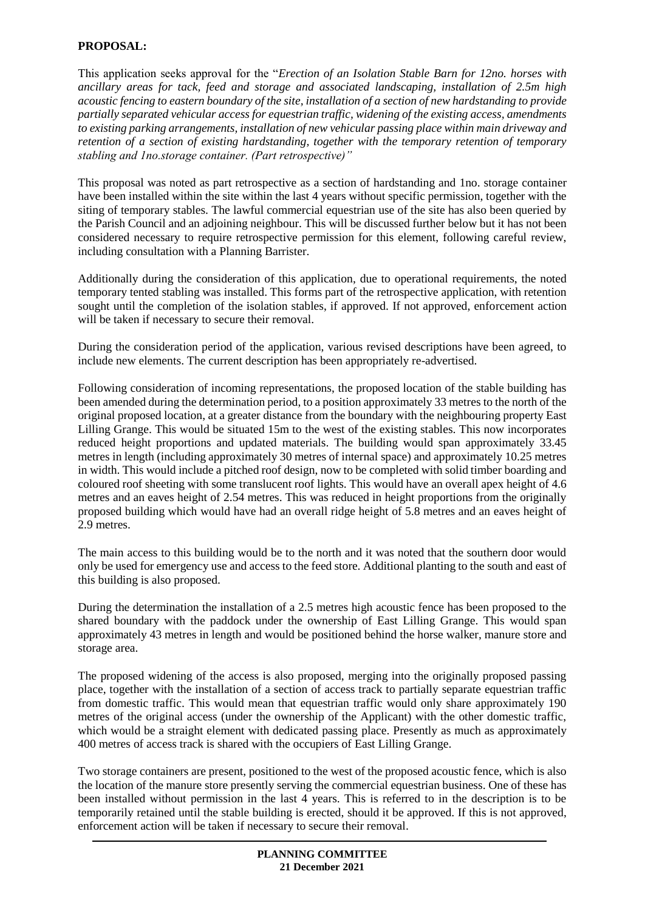**PROPOSAL:**

This application seeks approval for the "*Erection of an Isolation Stable Barn for 12no. horses with ancillary areas for tack, feed and storage and associated landscaping, installation of 2.5m high acoustic fencing to eastern boundary of the site, installation of a section of new hardstanding to provide partially separated vehicular access for equestrian traffic, widening of the existing access, amendments to existing parking arrangements, installation of new vehicular passing place within main driveway and retention of a section of existing hardstanding, together with the temporary retention of temporary stabling and 1no.storage container. (Part retrospective)"*

This proposal was noted as part retrospective as a section of hardstanding and 1no. storage container have been installed within the site within the last 4 years without specific permission, together with the siting of temporary stables. The lawful commercial equestrian use of the site has also been queried by the Parish Council and an adjoining neighbour. This will be discussed further below but it has not been considered necessary to require retrospective permission for this element, following careful review, including consultation with a Planning Barrister.

Additionally during the consideration of this application, due to operational requirements, the noted temporary tented stabling was installed. This forms part of the retrospective application, with retention sought until the completion of the isolation stables, if approved. If not approved, enforcement action will be taken if necessary to secure their removal.

During the consideration period of the application, various revised descriptions have been agreed, to include new elements. The current description has been appropriately re-advertised.

Following consideration of incoming representations, the proposed location of the stable building has been amended during the determination period, to a position approximately 33 metres to the north of the original proposed location, at a greater distance from the boundary with the neighbouring property East Lilling Grange. This would be situated 15m to the west of the existing stables. This now incorporates reduced height proportions and updated materials. The building would span approximately 33.45 metres in length (including approximately 30 metres of internal space) and approximately 10.25 metres in width. This would include a pitched roof design, now to be completed with solid timber boarding and coloured roof sheeting with some translucent roof lights. This would have an overall apex height of 4.6 metres and an eaves height of 2.54 metres. This was reduced in height proportions from the originally proposed building which would have had an overall ridge height of 5.8 metres and an eaves height of 2.9 metres.

The main access to this building would be to the north and it was noted that the southern door would only be used for emergency use and access to the feed store. Additional planting to the south and east of this building is also proposed.

During the determination the installation of a 2.5 metres high acoustic fence has been proposed to the shared boundary with the paddock under the ownership of East Lilling Grange. This would span approximately 43 metres in length and would be positioned behind the horse walker, manure store and storage area.

The proposed widening of the access is also proposed, merging into the originally proposed passing place, together with the installation of a section of access track to partially separate equestrian traffic from domestic traffic. This would mean that equestrian traffic would only share approximately 190 metres of the original access (under the ownership of the Applicant) with the other domestic traffic, which would be a straight element with dedicated passing place. Presently as much as approximately 400 metres of access track is shared with the occupiers of East Lilling Grange.

Two storage containers are present, positioned to the west of the proposed acoustic fence, which is also the location of the manure store presently serving the commercial equestrian business. One of these has been installed without permission in the last 4 years. This is referred to in the description is to be temporarily retained until the stable building is erected, should it be approved. If this is not approved, enforcement action will be taken if necessary to secure their removal.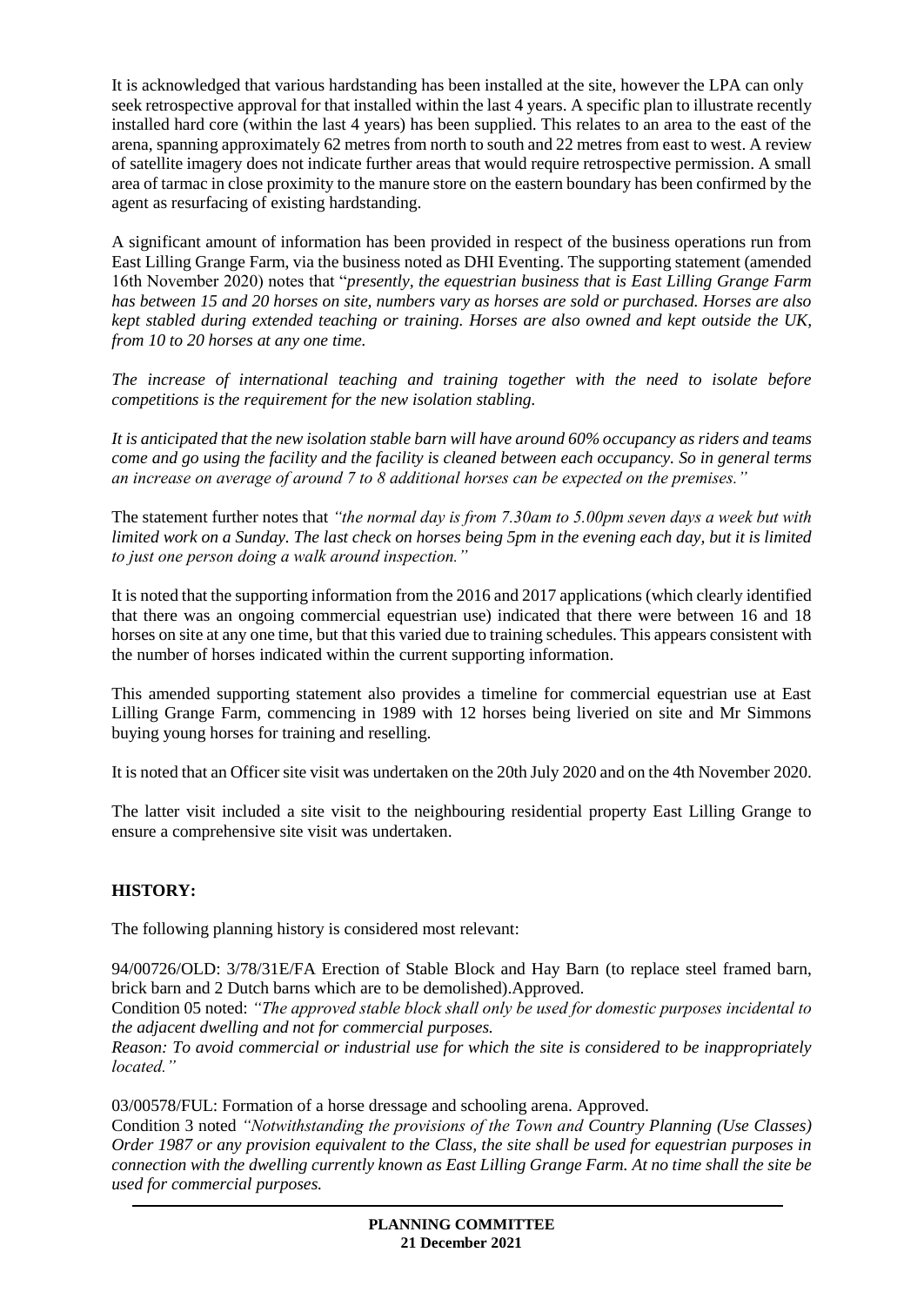It is acknowledged that various hardstanding has been installed at the site, however the LPA can only seek retrospective approval for that installed within the last 4 years. A specific plan to illustrate recently installed hard core (within the last 4 years) has been supplied. This relates to an area to the east of the arena, spanning approximately 62 metres from north to south and 22 metres from east to west. A review of satellite imagery does not indicate further areas that would require retrospective permission. A small area of tarmac in close proximity to the manure store on the eastern boundary has been confirmed by the agent as resurfacing of existing hardstanding.

A significant amount of information has been provided in respect of the business operations run from East Lilling Grange Farm, via the business noted as DHI Eventing. The supporting statement (amended 16th November 2020) notes that "*presently, the equestrian business that is East Lilling Grange Farm has between 15 and 20 horses on site, numbers vary as horses are sold or purchased. Horses are also kept stabled during extended teaching or training. Horses are also owned and kept outside the UK, from 10 to 20 horses at any one time.*

*The increase of international teaching and training together with the need to isolate before competitions is the requirement for the new isolation stabling.*

*It is anticipated that the new isolation stable barn will have around 60% occupancy as riders and teams come and go using the facility and the facility is cleaned between each occupancy. So in general terms an increase on average of around 7 to 8 additional horses can be expected on the premises."*

The statement further notes that *"the normal day is from 7.30am to 5.00pm seven days a week but with limited work on a Sunday. The last check on horses being 5pm in the evening each day, but it is limited to just one person doing a walk around inspection."*

It is noted that the supporting information from the 2016 and 2017 applications (which clearly identified that there was an ongoing commercial equestrian use) indicated that there were between 16 and 18 horses on site at any one time, but that this varied due to training schedules. This appears consistent with the number of horses indicated within the current supporting information.

This amended supporting statement also provides a timeline for commercial equestrian use at East Lilling Grange Farm, commencing in 1989 with 12 horses being liveried on site and Mr Simmons buying young horses for training and reselling.

It is noted that an Officer site visit was undertaken on the 20th July 2020 and on the 4th November 2020.

The latter visit included a site visit to the neighbouring residential property East Lilling Grange to ensure a comprehensive site visit was undertaken.

## HISTORY:

The following planning history is considered most relevant:

94/00726/OLD: 3/78/31E/FA Erection of Stable Block and Hay Barn (to replace steel framed barn, brick barn and 2 Dutch barns which are to be demolished).Approved.

Condition 05 noted: *"The approved stable block shall only be used for domestic purposes incidental to the adjacent dwelling and not for commercial purposes.*

*Reason: To avoid commercial or industrial use for which the site is considered to be inappropriately located."*

03/00578/FUL: Formation of a horse dressage and schooling arena. Approved.

Condition 3 noted *"Notwithstanding the provisions of the Town and Country Planning (Use Classes) Order 1987 or any provision equivalent to the Class, the site shall be used for equestrian purposes in connection with the dwelling currently known as East Lilling Grange Farm. At no time shall the site be used for commercial purposes.*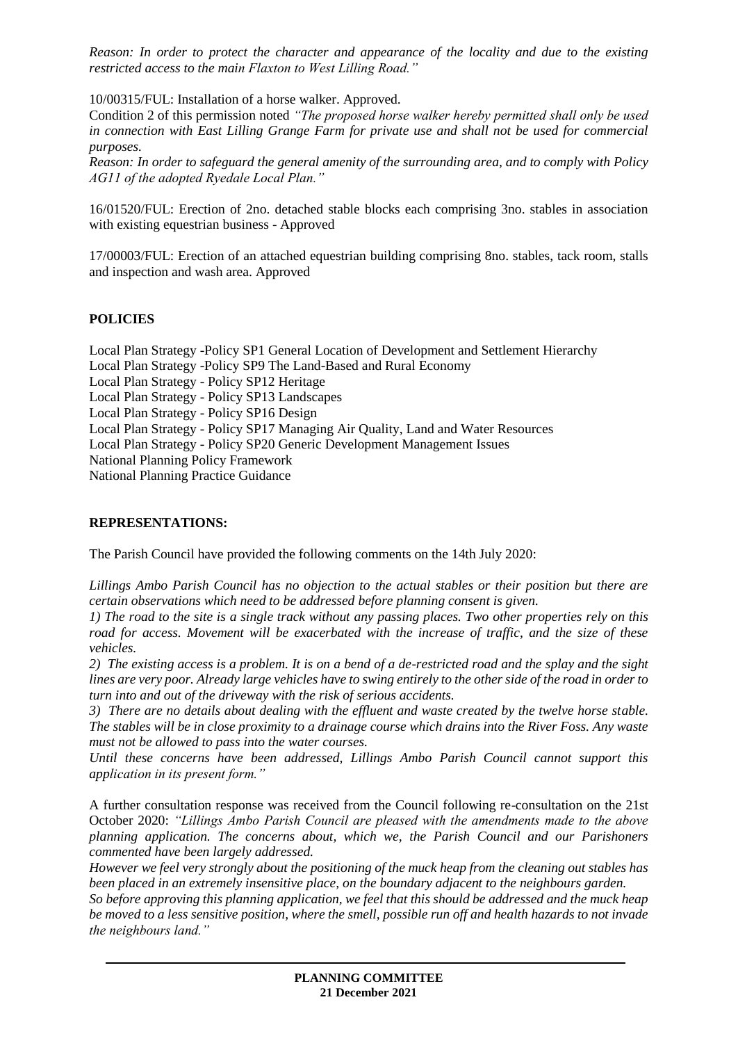*Reason: In order to protect the character and appearance of the locality and due to the existing restricted access to the main Flaxton to West Lilling Road."*

10/00315/FUL: Installation of a horse walker. Approved.
Condition 2 of this permission noted *"The proposed horse walker hereby permitted shall only be used in connection with East Lilling Grange Farm for private use and shall not be used for commercial purposes.*
*Reason: In order to safeguard the general amenity of the surrounding area, and to comply with Policy AG11 of the adopted Ryedale Local Plan."*

16/01520/FUL: Erection of 2no. detached stable blocks each comprising 3no. stables in association with existing equestrian business - Approved

17/00003/FUL: Erection of an attached equestrian building comprising 8no. stables, tack room, stalls and inspection and wash area. Approved

**POLICIES**

Local Plan Strategy -Policy SP1 General Location of Development and Settlement Hierarchy
Local Plan Strategy -Policy SP9 The Land-Based and Rural Economy
Local Plan Strategy - Policy SP12 Heritage
Local Plan Strategy - Policy SP13 Landscapes
Local Plan Strategy - Policy SP16 Design
Local Plan Strategy - Policy SP17 Managing Air Quality, Land and Water Resources
Local Plan Strategy - Policy SP20 Generic Development Management Issues
National Planning Policy Framework
National Planning Practice Guidance

**REPRESENTATIONS:**

The Parish Council have provided the following comments on the 14th July 2020:

*Lillings Ambo Parish Council has no objection to the actual stables or their position but there are certain observations which need to be addressed before planning consent is given.*
*1) The road to the site is a single track without any passing places. Two other properties rely on this road for access. Movement will be exacerbated with the increase of traffic, and the size of these vehicles.*
*2) The existing access is a problem. It is on a bend of a de-restricted road and the splay and the sight lines are very poor. Already large vehicles have to swing entirely to the other side of the road in order to turn into and out of the driveway with the risk of serious accidents.*
*3) There are no details about dealing with the effluent and waste created by the twelve horse stable. The stables will be in close proximity to a drainage course which drains into the River Foss. Any waste must not be allowed to pass into the water courses.*
*Until these concerns have been addressed, Lillings Ambo Parish Council cannot support this application in its present form."*

A further consultation response was received from the Council following re-consultation on the 21st October 2020: *"Lillings Ambo Parish Council are pleased with the amendments made to the above planning application. The concerns about, which we, the Parish Council and our Parishoners commented have been largely addressed.*
*However we feel very strongly about the positioning of the muck heap from the cleaning out stables has been placed in an extremely insensitive place, on the boundary adjacent to the neighbours garden.*
*So before approving this planning application, we feel that this should be addressed and the muck heap be moved to a less sensitive position, where the smell, possible run off and health hazards to not invade the neighbours land."*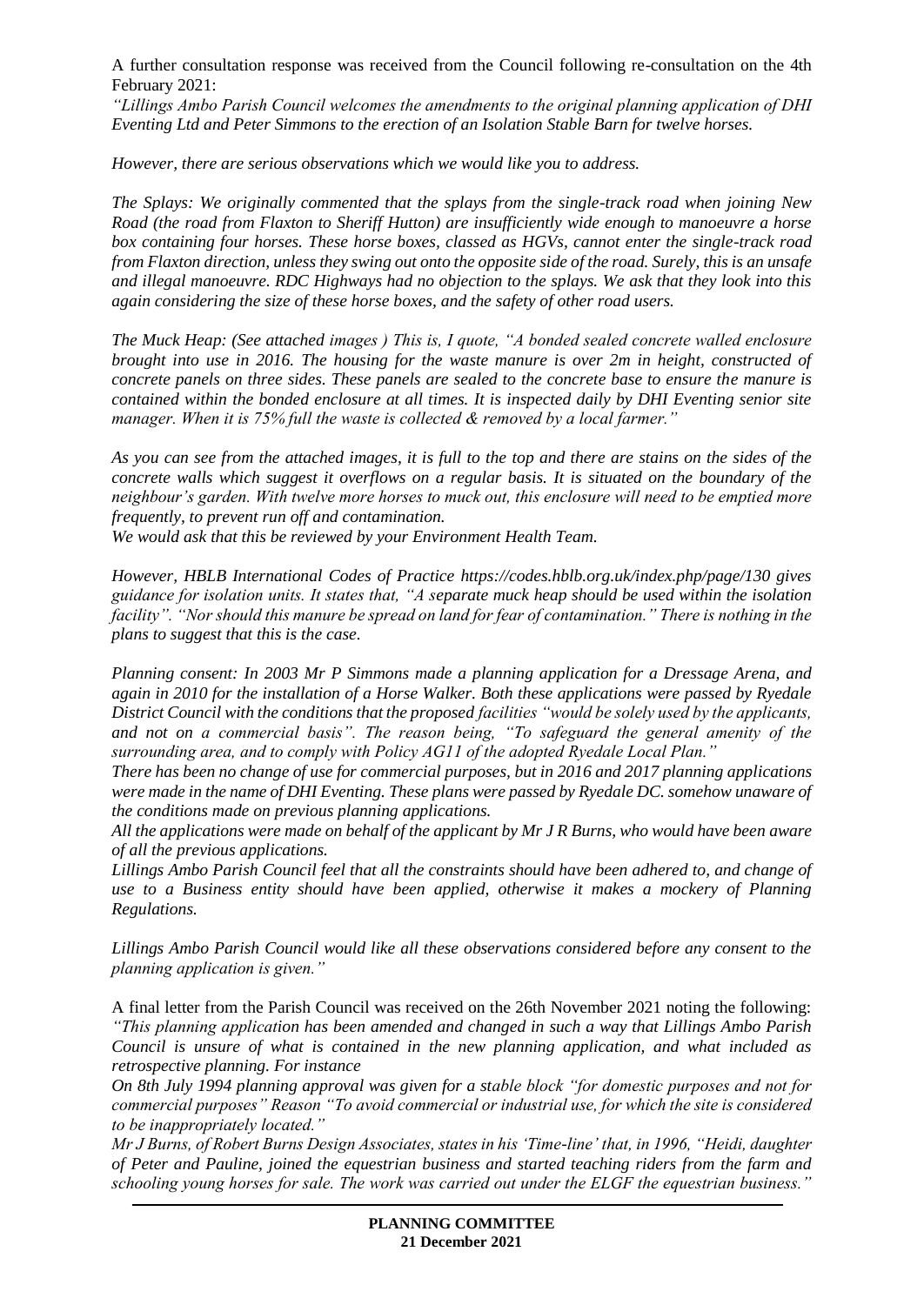A further consultation response was received from the Council following re-consultation on the 4th February 2021:

*"Lillings Ambo Parish Council welcomes the amendments to the original planning application of DHI Eventing Ltd and Peter Simmons to the erection of an Isolation Stable Barn for twelve horses.*

*However, there are serious observations which we would like you to address.*

*The Splays: We originally commented that the splays from the single-track road when joining New Road (the road from Flaxton to Sheriff Hutton) are insufficiently wide enough to manoeuvre a horse box containing four horses. These horse boxes, classed as HGVs, cannot enter the single-track road from Flaxton direction, unless they swing out onto the opposite side of the road. Surely, this is an unsafe and illegal manoeuvre. RDC Highways had no objection to the splays. We ask that they look into this again considering the size of these horse boxes, and the safety of other road users.*

*The Muck Heap: (See attached images ) This is, I quote, "A bonded sealed concrete walled enclosure brought into use in 2016. The housing for the waste manure is over 2m in height, constructed of concrete panels on three sides. These panels are sealed to the concrete base to ensure the manure is contained within the bonded enclosure at all times. It is inspected daily by DHI Eventing senior site manager. When it is 75% full the waste is collected & removed by a local farmer."*

*As you can see from the attached images, it is full to the top and there are stains on the sides of the concrete walls which suggest it overflows on a regular basis. It is situated on the boundary of the neighbour's garden. With twelve more horses to muck out, this enclosure will need to be emptied more frequently, to prevent run off and contamination.*

*We would ask that this be reviewed by your Environment Health Team.*

*However, HBLB International Codes of Practice https://codes.hblb.org.uk/index.php/page/130 gives guidance for isolation units. It states that, "A separate muck heap should be used within the isolation facility". "Nor should this manure be spread on land for fear of contamination." There is nothing in the plans to suggest that this is the case.*

*Planning consent: In 2003 Mr P Simmons made a planning application for a Dressage Arena, and again in 2010 for the installation of a Horse Walker. Both these applications were passed by Ryedale District Council with the conditions that the proposed facilities "would be solely used by the applicants, and not on a commercial basis". The reason being, "To safeguard the general amenity of the surrounding area, and to comply with Policy AG11 of the adopted Ryedale Local Plan."*

*There has been no change of use for commercial purposes, but in 2016 and 2017 planning applications were made in the name of DHI Eventing. These plans were passed by Ryedale DC. somehow unaware of the conditions made on previous planning applications.*

*All the applications were made on behalf of the applicant by Mr J R Burns, who would have been aware of all the previous applications.*

*Lillings Ambo Parish Council feel that all the constraints should have been adhered to, and change of use to a Business entity should have been applied, otherwise it makes a mockery of Planning Regulations.*

*Lillings Ambo Parish Council would like all these observations considered before any consent to the planning application is given."*

A final letter from the Parish Council was received on the 26th November 2021 noting the following:

*"This planning application has been amended and changed in such a way that Lillings Ambo Parish Council is unsure of what is contained in the new planning application, and what included as retrospective planning. For instance*

*On 8th July 1994 planning approval was given for a stable block "for domestic purposes and not for commercial purposes" Reason "To avoid commercial or industrial use, for which the site is considered to be inappropriately located."*

*Mr J Burns, of Robert Burns Design Associates, states in his 'Time-line' that, in 1996, "Heidi, daughter of Peter and Pauline, joined the equestrian business and started teaching riders from the farm and schooling young horses for sale. The work was carried out under the ELGF the equestrian business."*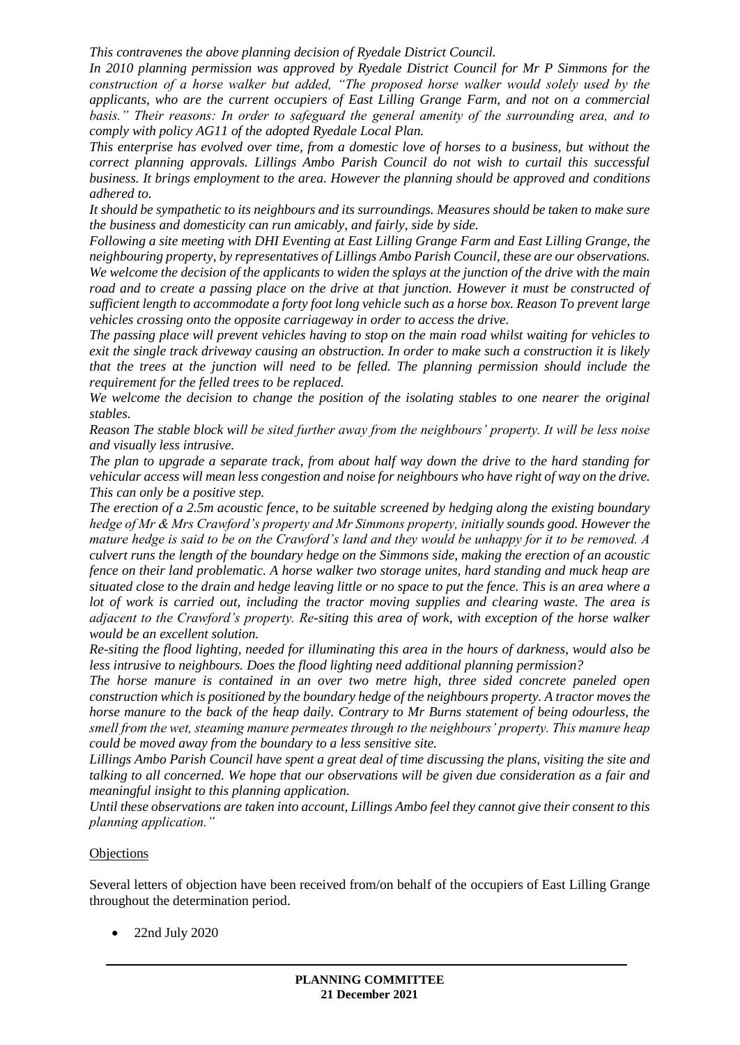*This contravenes the above planning decision of Ryedale District Council.*

*In 2010 planning permission was approved by Ryedale District Council for Mr P Simmons for the construction of a horse walker but added, "The proposed horse walker would solely used by the applicants, who are the current occupiers of East Lilling Grange Farm, and not on a commercial basis." Their reasons: In order to safeguard the general amenity of the surrounding area, and to comply with policy AG11 of the adopted Ryedale Local Plan.*

*This enterprise has evolved over time, from a domestic love of horses to a business, but without the correct planning approvals. Lillings Ambo Parish Council do not wish to curtail this successful business. It brings employment to the area. However the planning should be approved and conditions adhered to.*

*It should be sympathetic to its neighbours and its surroundings. Measures should be taken to make sure the business and domesticity can run amicably, and fairly, side by side.*

*Following a site meeting with DHI Eventing at East Lilling Grange Farm and East Lilling Grange, the neighbouring property, by representatives of Lillings Ambo Parish Council, these are our observations.*

*We welcome the decision of the applicants to widen the splays at the junction of the drive with the main road and to create a passing place on the drive at that junction. However it must be constructed of sufficient length to accommodate a forty foot long vehicle such as a horse box. Reason To prevent large vehicles crossing onto the opposite carriageway in order to access the drive.*

*The passing place will prevent vehicles having to stop on the main road whilst waiting for vehicles to exit the single track driveway causing an obstruction. In order to make such a construction it is likely that the trees at the junction will need to be felled. The planning permission should include the requirement for the felled trees to be replaced.*

*We welcome the decision to change the position of the isolating stables to one nearer the original stables.*

*Reason The stable block will be sited further away from the neighbours' property. It will be less noise and visually less intrusive.*

*The plan to upgrade a separate track, from about half way down the drive to the hard standing for vehicular access will mean less congestion and noise for neighbours who have right of way on the drive. This can only be a positive step.*

*The erection of a 2.5m acoustic fence, to be suitable screened by hedging along the existing boundary hedge of Mr & Mrs Crawford's property and Mr Simmons property, initially sounds good. However the mature hedge is said to be on the Crawford's land and they would be unhappy for it to be removed. A culvert runs the length of the boundary hedge on the Simmons side, making the erection of an acoustic fence on their land problematic. A horse walker two storage unites, hard standing and muck heap are situated close to the drain and hedge leaving little or no space to put the fence. This is an area where a lot of work is carried out, including the tractor moving supplies and clearing waste. The area is adjacent to the Crawford's property. Re-siting this area of work, with exception of the horse walker would be an excellent solution.*

*Re-siting the flood lighting, needed for illuminating this area in the hours of darkness, would also be less intrusive to neighbours. Does the flood lighting need additional planning permission?*

*The horse manure is contained in an over two metre high, three sided concrete paneled open construction which is positioned by the boundary hedge of the neighbours property. A tractor moves the horse manure to the back of the heap daily. Contrary to Mr Burns statement of being odourless, the smell from the wet, steaming manure permeates through to the neighbours' property. This manure heap could be moved away from the boundary to a less sensitive site.*

*Lillings Ambo Parish Council have spent a great deal of time discussing the plans, visiting the site and talking to all concerned. We hope that our observations will be given due consideration as a fair and meaningful insight to this planning application.*

*Until these observations are taken into account, Lillings Ambo feel they cannot give their consent to this planning application."*

Objections

Several letters of objection have been received from/on behalf of the occupiers of East Lilling Grange throughout the determination period.

- 22nd July 2020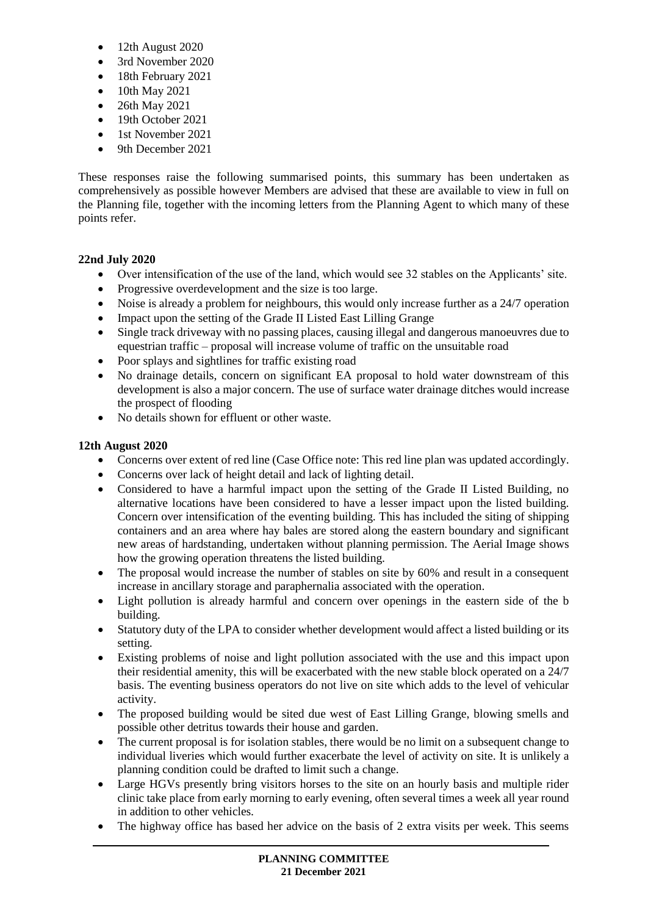- 12th August 2020
- 3rd November 2020
- 18th February 2021
- 10th May 2021
- 26th May 2021
- 19th October 2021
- 1st November 2021
- 9th December 2021

These responses raise the following summarised points, this summary has been undertaken as comprehensively as possible however Members are advised that these are available to view in full on the Planning file, together with the incoming letters from the Planning Agent to which many of these points refer.

**22nd July 2020**

- Over intensification of the use of the land, which would see 32 stables on the Applicants' site.
- Progressive overdevelopment and the size is too large.
- Noise is already a problem for neighbours, this would only increase further as a 24/7 operation
- Impact upon the setting of the Grade II Listed East Lilling Grange
- Single track driveway with no passing places, causing illegal and dangerous manoeuvres due to equestrian traffic – proposal will increase volume of traffic on the unsuitable road
- Poor splays and sightlines for traffic existing road
- No drainage details, concern on significant EA proposal to hold water downstream of this development is also a major concern. The use of surface water drainage ditches would increase the prospect of flooding
- No details shown for effluent or other waste.

**12th August 2020**

- Concerns over extent of red line (Case Office note: This red line plan was updated accordingly.
- Concerns over lack of height detail and lack of lighting detail.
- Considered to have a harmful impact upon the setting of the Grade II Listed Building, no alternative locations have been considered to have a lesser impact upon the listed building. Concern over intensification of the eventing building. This has included the siting of shipping containers and an area where hay bales are stored along the eastern boundary and significant new areas of hardstanding, undertaken without planning permission. The Aerial Image shows how the growing operation threatens the listed building.
- The proposal would increase the number of stables on site by 60% and result in a consequent increase in ancillary storage and paraphernalia associated with the operation.
- Light pollution is already harmful and concern over openings in the eastern side of the b building.
- Statutory duty of the LPA to consider whether development would affect a listed building or its setting.
- Existing problems of noise and light pollution associated with the use and this impact upon their residential amenity, this will be exacerbated with the new stable block operated on a 24/7 basis. The eventing business operators do not live on site which adds to the level of vehicular activity.
- The proposed building would be sited due west of East Lilling Grange, blowing smells and possible other detritus towards their house and garden.
- The current proposal is for isolation stables, there would be no limit on a subsequent change to individual liveries which would further exacerbate the level of activity on site. It is unlikely a planning condition could be drafted to limit such a change.
- Large HGVs presently bring visitors horses to the site on an hourly basis and multiple rider clinic take place from early morning to early evening, often several times a week all year round in addition to other vehicles.
- The highway office has based her advice on the basis of 2 extra visits per week. This seems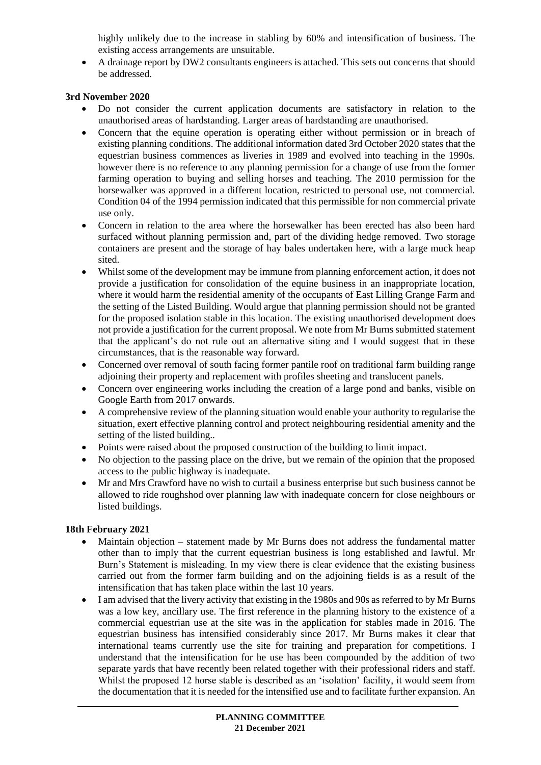highly unlikely due to the increase in stabling by 60% and intensification of business. The existing access arrangements are unsuitable.

- A drainage report by DW2 consultants engineers is attached. This sets out concerns that should be addressed.

**3rd November 2020**

- Do not consider the current application documents are satisfactory in relation to the unauthorised areas of hardstanding. Larger areas of hardstanding are unauthorised.
- Concern that the equine operation is operating either without permission or in breach of existing planning conditions. The additional information dated 3rd October 2020 states that the equestrian business commences as liveries in 1989 and evolved into teaching in the 1990s. however there is no reference to any planning permission for a change of use from the former farming operation to buying and selling horses and teaching. The 2010 permission for the horsewalker was approved in a different location, restricted to personal use, not commercial. Condition 04 of the 1994 permission indicated that this permissible for non commercial private use only.
- Concern in relation to the area where the horsewalker has been erected has also been hard surfaced without planning permission and, part of the dividing hedge removed. Two storage containers are present and the storage of hay bales undertaken here, with a large muck heap sited.
- Whilst some of the development may be immune from planning enforcement action, it does not provide a justification for consolidation of the equine business in an inappropriate location, where it would harm the residential amenity of the occupants of East Lilling Grange Farm and the setting of the Listed Building. Would argue that planning permission should not be granted for the proposed isolation stable in this location. The existing unauthorised development does not provide a justification for the current proposal. We note from Mr Burns submitted statement that the applicant's do not rule out an alternative siting and I would suggest that in these circumstances, that is the reasonable way forward.
- Concerned over removal of south facing former pantile roof on traditional farm building range adjoining their property and replacement with profiles sheeting and translucent panels.
- Concern over engineering works including the creation of a large pond and banks, visible on Google Earth from 2017 onwards.
- A comprehensive review of the planning situation would enable your authority to regularise the situation, exert effective planning control and protect neighbouring residential amenity and the setting of the listed building..
- Points were raised about the proposed construction of the building to limit impact.
- No objection to the passing place on the drive, but we remain of the opinion that the proposed access to the public highway is inadequate.
- Mr and Mrs Crawford have no wish to curtail a business enterprise but such business cannot be allowed to ride roughshod over planning law with inadequate concern for close neighbours or listed buildings.

**18th February 2021**

- Maintain objection – statement made by Mr Burns does not address the fundamental matter other than to imply that the current equestrian business is long established and lawful. Mr Burn's Statement is misleading. In my view there is clear evidence that the existing business carried out from the former farm building and on the adjoining fields is as a result of the intensification that has taken place within the last 10 years.
- I am advised that the livery activity that existing in the 1980s and 90s as referred to by Mr Burns was a low key, ancillary use. The first reference in the planning history to the existence of a commercial equestrian use at the site was in the application for stables made in 2016. The equestrian business has intensified considerably since 2017. Mr Burns makes it clear that international teams currently use the site for training and preparation for competitions. I understand that the intensification for he use has been compounded by the addition of two separate yards that have recently been related together with their professional riders and staff. Whilst the proposed 12 horse stable is described as an 'isolation' facility, it would seem from the documentation that it is needed for the intensified use and to facilitate further expansion. An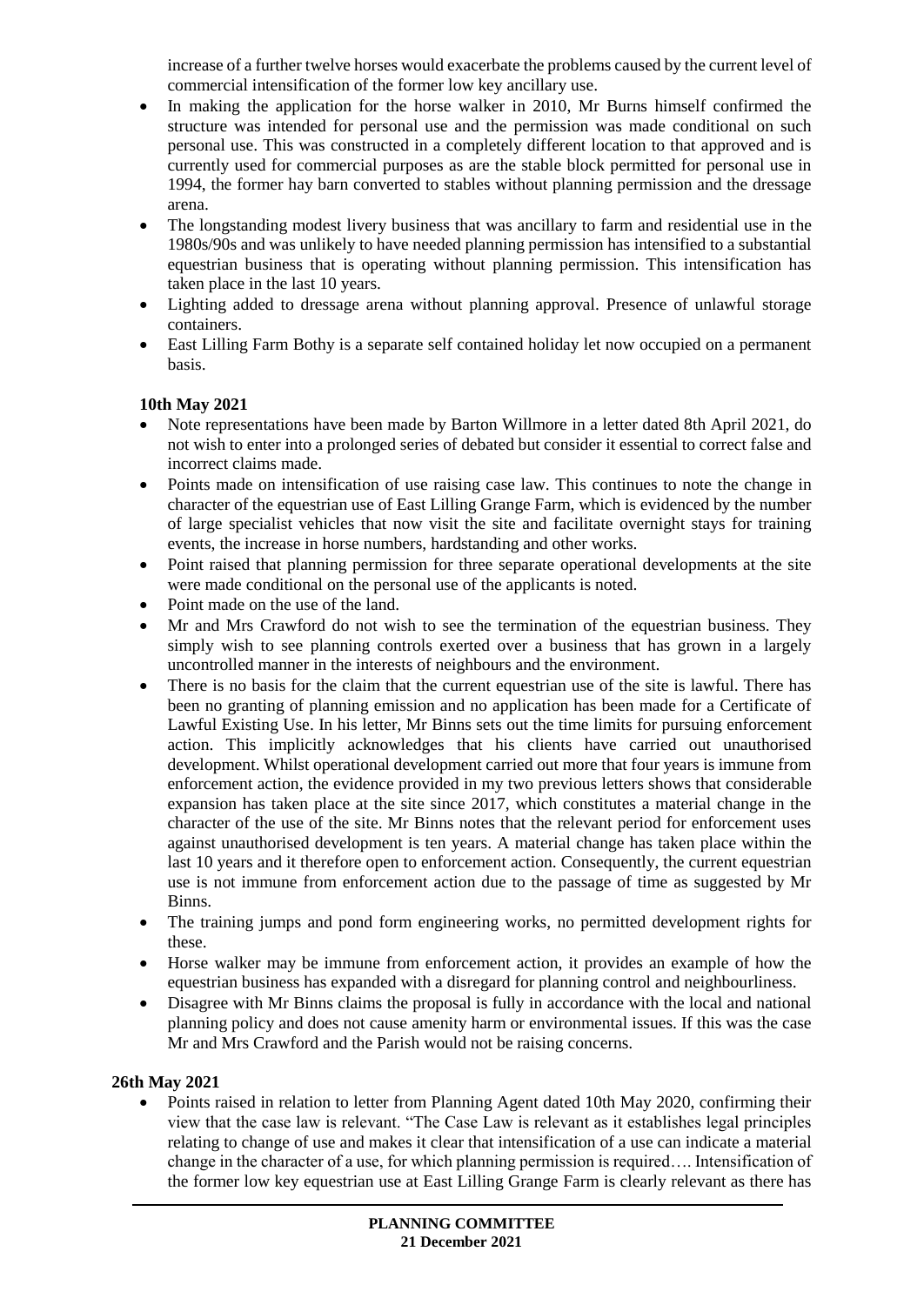increase of a further twelve horses would exacerbate the problems caused by the current level of commercial intensification of the former low key ancillary use.

- In making the application for the horse walker in 2010, Mr Burns himself confirmed the structure was intended for personal use and the permission was made conditional on such personal use. This was constructed in a completely different location to that approved and is currently used for commercial purposes as are the stable block permitted for personal use in 1994, the former hay barn converted to stables without planning permission and the dressage arena.
- The longstanding modest livery business that was ancillary to farm and residential use in the 1980s/90s and was unlikely to have needed planning permission has intensified to a substantial equestrian business that is operating without planning permission. This intensification has taken place in the last 10 years.
- Lighting added to dressage arena without planning approval. Presence of unlawful storage containers.
- East Lilling Farm Bothy is a separate self contained holiday let now occupied on a permanent basis.

**10th May 2021**

- Note representations have been made by Barton Willmore in a letter dated 8th April 2021, do not wish to enter into a prolonged series of debated but consider it essential to correct false and incorrect claims made.
- Points made on intensification of use raising case law. This continues to note the change in character of the equestrian use of East Lilling Grange Farm, which is evidenced by the number of large specialist vehicles that now visit the site and facilitate overnight stays for training events, the increase in horse numbers, hardstanding and other works.
- Point raised that planning permission for three separate operational developments at the site were made conditional on the personal use of the applicants is noted.
- Point made on the use of the land.
- Mr and Mrs Crawford do not wish to see the termination of the equestrian business. They simply wish to see planning controls exerted over a business that has grown in a largely uncontrolled manner in the interests of neighbours and the environment.
- There is no basis for the claim that the current equestrian use of the site is lawful. There has been no granting of planning emission and no application has been made for a Certificate of Lawful Existing Use. In his letter, Mr Binns sets out the time limits for pursuing enforcement action. This implicitly acknowledges that his clients have carried out unauthorised development. Whilst operational development carried out more that four years is immune from enforcement action, the evidence provided in my two previous letters shows that considerable expansion has taken place at the site since 2017, which constitutes a material change in the character of the use of the site. Mr Binns notes that the relevant period for enforcement uses against unauthorised development is ten years. A material change has taken place within the last 10 years and it therefore open to enforcement action. Consequently, the current equestrian use is not immune from enforcement action due to the passage of time as suggested by Mr Binns.
- The training jumps and pond form engineering works, no permitted development rights for these.
- Horse walker may be immune from enforcement action, it provides an example of how the equestrian business has expanded with a disregard for planning control and neighbourliness.
- Disagree with Mr Binns claims the proposal is fully in accordance with the local and national planning policy and does not cause amenity harm or environmental issues. If this was the case Mr and Mrs Crawford and the Parish would not be raising concerns.

**26th May 2021**

- Points raised in relation to letter from Planning Agent dated 10th May 2020, confirming their view that the case law is relevant. "The Case Law is relevant as it establishes legal principles relating to change of use and makes it clear that intensification of a use can indicate a material change in the character of a use, for which planning permission is required…. Intensification of the former low key equestrian use at East Lilling Grange Farm is clearly relevant as there has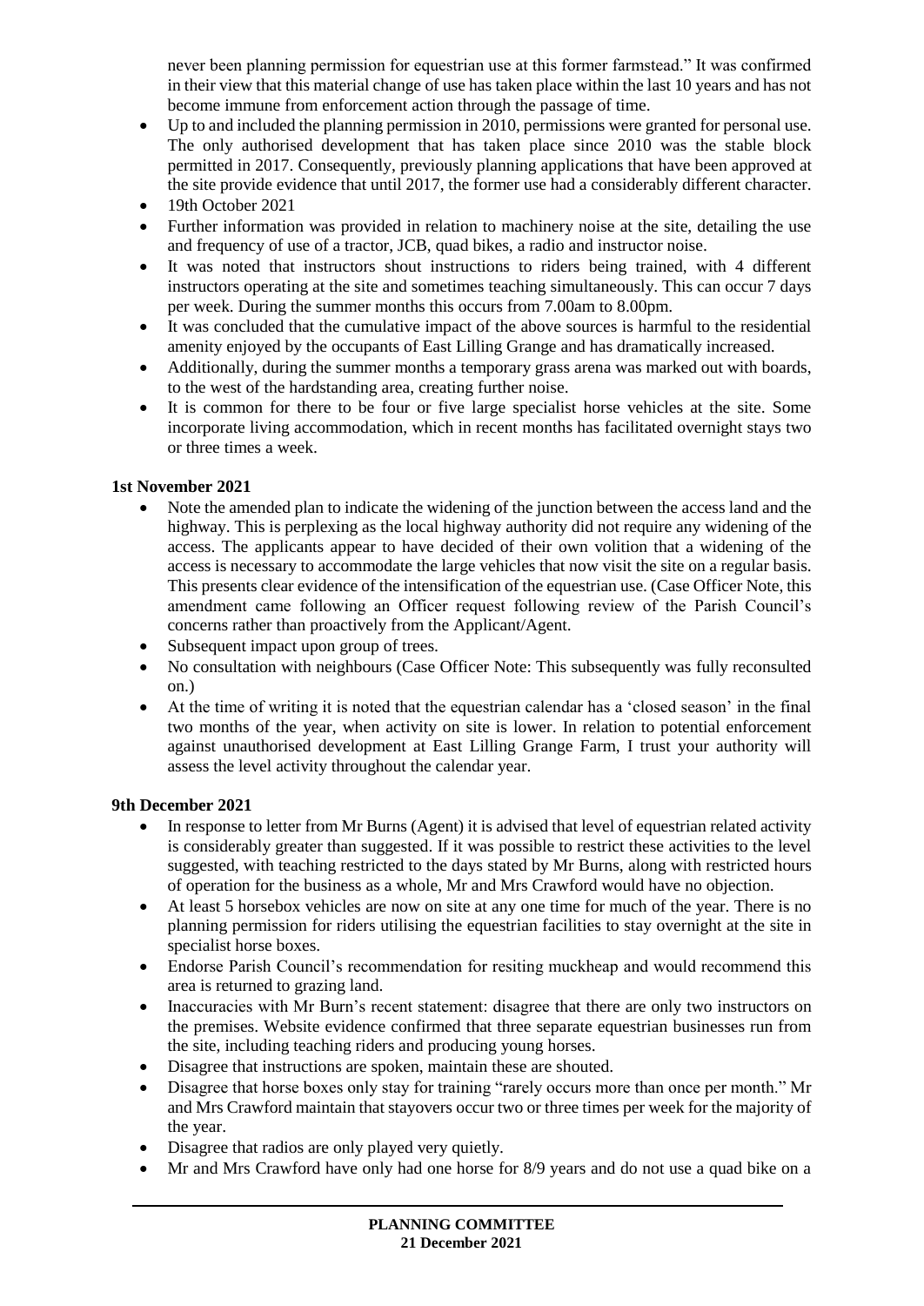never been planning permission for equestrian use at this former farmstead." It was confirmed in their view that this material change of use has taken place within the last 10 years and has not become immune from enforcement action through the passage of time.

- Up to and included the planning permission in 2010, permissions were granted for personal use. The only authorised development that has taken place since 2010 was the stable block permitted in 2017. Consequently, previously planning applications that have been approved at the site provide evidence that until 2017, the former use had a considerably different character.
- 19th October 2021
- Further information was provided in relation to machinery noise at the site, detailing the use and frequency of use of a tractor, JCB, quad bikes, a radio and instructor noise.
- It was noted that instructors shout instructions to riders being trained, with 4 different instructors operating at the site and sometimes teaching simultaneously. This can occur 7 days per week. During the summer months this occurs from 7.00am to 8.00pm.
- It was concluded that the cumulative impact of the above sources is harmful to the residential amenity enjoyed by the occupants of East Lilling Grange and has dramatically increased.
- Additionally, during the summer months a temporary grass arena was marked out with boards, to the west of the hardstanding area, creating further noise.
- It is common for there to be four or five large specialist horse vehicles at the site. Some incorporate living accommodation, which in recent months has facilitated overnight stays two or three times a week.

**1st November 2021**

- Note the amended plan to indicate the widening of the junction between the access land and the highway. This is perplexing as the local highway authority did not require any widening of the access. The applicants appear to have decided of their own volition that a widening of the access is necessary to accommodate the large vehicles that now visit the site on a regular basis. This presents clear evidence of the intensification of the equestrian use. (Case Officer Note, this amendment came following an Officer request following review of the Parish Council's concerns rather than proactively from the Applicant/Agent.
- Subsequent impact upon group of trees.
- No consultation with neighbours (Case Officer Note: This subsequently was fully reconsulted on.)
- At the time of writing it is noted that the equestrian calendar has a 'closed season' in the final two months of the year, when activity on site is lower. In relation to potential enforcement against unauthorised development at East Lilling Grange Farm, I trust your authority will assess the level activity throughout the calendar year.

**9th December 2021**

- In response to letter from Mr Burns (Agent) it is advised that level of equestrian related activity is considerably greater than suggested. If it was possible to restrict these activities to the level suggested, with teaching restricted to the days stated by Mr Burns, along with restricted hours of operation for the business as a whole, Mr and Mrs Crawford would have no objection.
- At least 5 horsebox vehicles are now on site at any one time for much of the year. There is no planning permission for riders utilising the equestrian facilities to stay overnight at the site in specialist horse boxes.
- Endorse Parish Council's recommendation for resiting muckheap and would recommend this area is returned to grazing land.
- Inaccuracies with Mr Burn's recent statement: disagree that there are only two instructors on the premises. Website evidence confirmed that three separate equestrian businesses run from the site, including teaching riders and producing young horses.
- Disagree that instructions are spoken, maintain these are shouted.
- Disagree that horse boxes only stay for training "rarely occurs more than once per month." Mr and Mrs Crawford maintain that stayovers occur two or three times per week for the majority of the year.
- Disagree that radios are only played very quietly.
- Mr and Mrs Crawford have only had one horse for 8/9 years and do not use a quad bike on a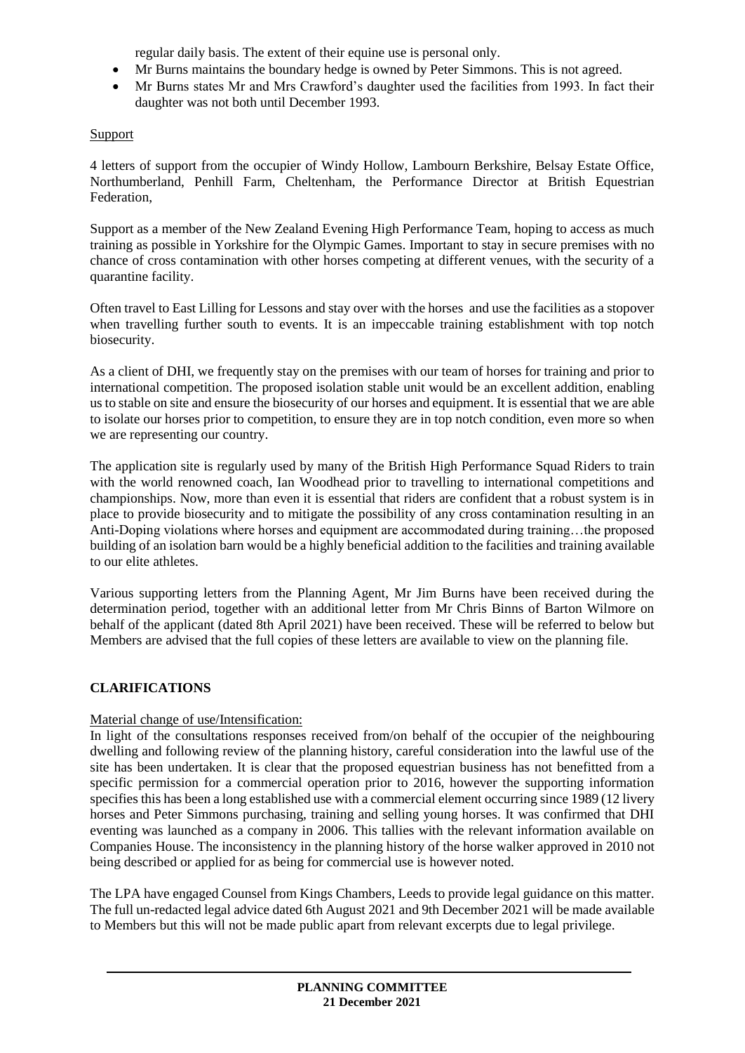regular daily basis. The extent of their equine use is personal only.

- Mr Burns maintains the boundary hedge is owned by Peter Simmons. This is not agreed.
- Mr Burns states Mr and Mrs Crawford's daughter used the facilities from 1993. In fact their daughter was not both until December 1993.

Support

4 letters of support from the occupier of Windy Hollow, Lambourn Berkshire, Belsay Estate Office, Northumberland, Penhill Farm, Cheltenham, the Performance Director at British Equestrian Federation,

Support as a member of the New Zealand Evening High Performance Team, hoping to access as much training as possible in Yorkshire for the Olympic Games. Important to stay in secure premises with no chance of cross contamination with other horses competing at different venues, with the security of a quarantine facility.

Often travel to East Lilling for Lessons and stay over with the horses and use the facilities as a stopover when travelling further south to events. It is an impeccable training establishment with top notch biosecurity.

As a client of DHI, we frequently stay on the premises with our team of horses for training and prior to international competition. The proposed isolation stable unit would be an excellent addition, enabling us to stable on site and ensure the biosecurity of our horses and equipment. It is essential that we are able to isolate our horses prior to competition, to ensure they are in top notch condition, even more so when we are representing our country.

The application site is regularly used by many of the British High Performance Squad Riders to train with the world renowned coach, Ian Woodhead prior to travelling to international competitions and championships. Now, more than even it is essential that riders are confident that a robust system is in place to provide biosecurity and to mitigate the possibility of any cross contamination resulting in an Anti-Doping violations where horses and equipment are accommodated during training…the proposed building of an isolation barn would be a highly beneficial addition to the facilities and training available to our elite athletes.

Various supporting letters from the Planning Agent, Mr Jim Burns have been received during the determination period, together with an additional letter from Mr Chris Binns of Barton Wilmore on behalf of the applicant (dated 8th April 2021) have been received. These will be referred to below but Members are advised that the full copies of these letters are available to view on the planning file.

## CLARIFICATIONS

Material change of use/Intensification:

In light of the consultations responses received from/on behalf of the occupier of the neighbouring dwelling and following review of the planning history, careful consideration into the lawful use of the site has been undertaken. It is clear that the proposed equestrian business has not benefitted from a specific permission for a commercial operation prior to 2016, however the supporting information specifies this has been a long established use with a commercial element occurring since 1989 (12 livery horses and Peter Simmons purchasing, training and selling young horses. It was confirmed that DHI eventing was launched as a company in 2006. This tallies with the relevant information available on Companies House. The inconsistency in the planning history of the horse walker approved in 2010 not being described or applied for as being for commercial use is however noted.

The LPA have engaged Counsel from Kings Chambers, Leeds to provide legal guidance on this matter. The full un-redacted legal advice dated 6th August 2021 and 9th December 2021 will be made available to Members but this will not be made public apart from relevant excerpts due to legal privilege.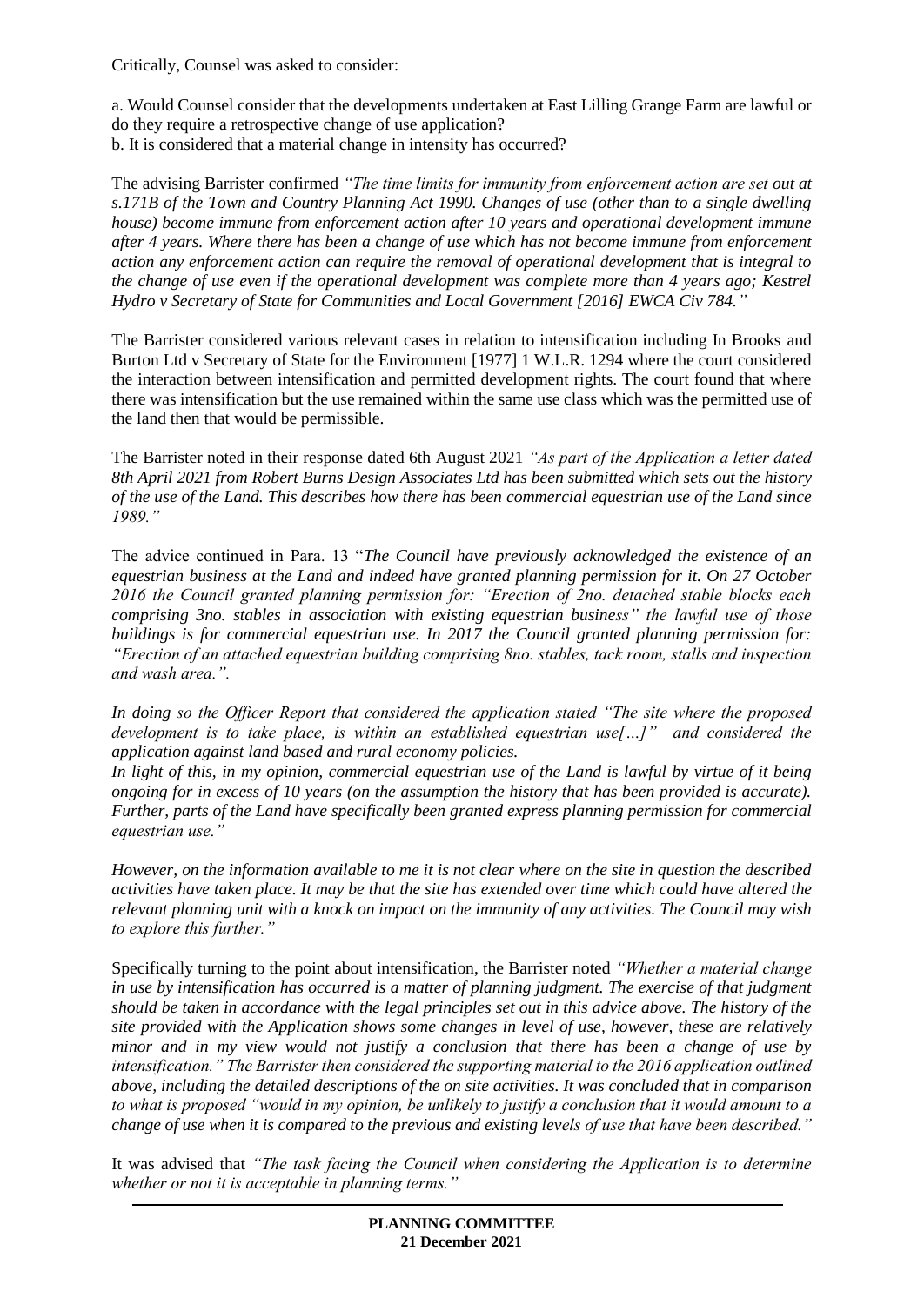Critically, Counsel was asked to consider:

a. Would Counsel consider that the developments undertaken at East Lilling Grange Farm are lawful or do they require a retrospective change of use application?
b. It is considered that a material change in intensity has occurred?

The advising Barrister confirmed *"The time limits for immunity from enforcement action are set out at s.171B of the Town and Country Planning Act 1990. Changes of use (other than to a single dwelling house) become immune from enforcement action after 10 years and operational development immune after 4 years. Where there has been a change of use which has not become immune from enforcement action any enforcement action can require the removal of operational development that is integral to the change of use even if the operational development was complete more than 4 years ago; Kestrel Hydro v Secretary of State for Communities and Local Government [2016] EWCA Civ 784."*

The Barrister considered various relevant cases in relation to intensification including In Brooks and Burton Ltd v Secretary of State for the Environment [1977] 1 W.L.R. 1294 where the court considered the interaction between intensification and permitted development rights. The court found that where there was intensification but the use remained within the same use class which was the permitted use of the land then that would be permissible.

The Barrister noted in their response dated 6th August 2021 *"As part of the Application a letter dated 8th April 2021 from Robert Burns Design Associates Ltd has been submitted which sets out the history of the use of the Land. This describes how there has been commercial equestrian use of the Land since 1989."*

The advice continued in Para. 13 "*The Council have previously acknowledged the existence of an equestrian business at the Land and indeed have granted planning permission for it. On 27 October 2016 the Council granted planning permission for: "Erection of 2no. detached stable blocks each comprising 3no. stables in association with existing equestrian business" the lawful use of those buildings is for commercial equestrian use. In 2017 the Council granted planning permission for: "Erection of an attached equestrian building comprising 8no. stables, tack room, stalls and inspection and wash area.".*

*In doing so the Officer Report that considered the application stated "The site where the proposed development is to take place, is within an established equestrian use[…]" and considered the application against land based and rural economy policies.*
*In light of this, in my opinion, commercial equestrian use of the Land is lawful by virtue of it being ongoing for in excess of 10 years (on the assumption the history that has been provided is accurate). Further, parts of the Land have specifically been granted express planning permission for commercial equestrian use."*

*However, on the information available to me it is not clear where on the site in question the described activities have taken place. It may be that the site has extended over time which could have altered the relevant planning unit with a knock on impact on the immunity of any activities. The Council may wish to explore this further."*

Specifically turning to the point about intensification, the Barrister noted *"Whether a material change in use by intensification has occurred is a matter of planning judgment. The exercise of that judgment should be taken in accordance with the legal principles set out in this advice above. The history of the site provided with the Application shows some changes in level of use, however, these are relatively minor and in my view would not justify a conclusion that there has been a change of use by intensification." The Barrister then considered the supporting material to the 2016 application outlined above, including the detailed descriptions of the on site activities. It was concluded that in comparison to what is proposed "would in my opinion, be unlikely to justify a conclusion that it would amount to a change of use when it is compared to the previous and existing levels of use that have been described."*

It was advised that *"The task facing the Council when considering the Application is to determine whether or not it is acceptable in planning terms."*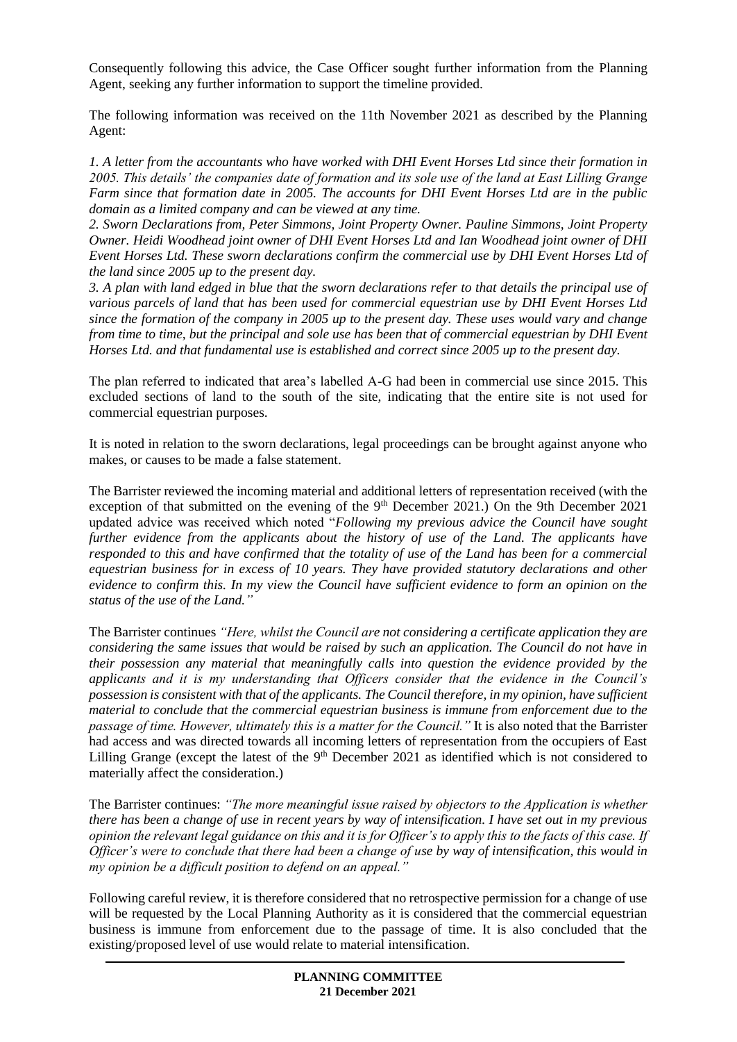Consequently following this advice, the Case Officer sought further information from the Planning Agent, seeking any further information to support the timeline provided.

The following information was received on the 11th November 2021 as described by the Planning Agent:

*1. A letter from the accountants who have worked with DHI Event Horses Ltd since their formation in 2005. This details' the companies date of formation and its sole use of the land at East Lilling Grange Farm since that formation date in 2005. The accounts for DHI Event Horses Ltd are in the public domain as a limited company and can be viewed at any time.*
*2. Sworn Declarations from, Peter Simmons, Joint Property Owner. Pauline Simmons, Joint Property Owner. Heidi Woodhead joint owner of DHI Event Horses Ltd and Ian Woodhead joint owner of DHI Event Horses Ltd. These sworn declarations confirm the commercial use by DHI Event Horses Ltd of the land since 2005 up to the present day.*
*3. A plan with land edged in blue that the sworn declarations refer to that details the principal use of various parcels of land that has been used for commercial equestrian use by DHI Event Horses Ltd since the formation of the company in 2005 up to the present day. These uses would vary and change from time to time, but the principal and sole use has been that of commercial equestrian by DHI Event Horses Ltd. and that fundamental use is established and correct since 2005 up to the present day.*

The plan referred to indicated that area's labelled A-G had been in commercial use since 2015. This excluded sections of land to the south of the site, indicating that the entire site is not used for commercial equestrian purposes.

It is noted in relation to the sworn declarations, legal proceedings can be brought against anyone who makes, or causes to be made a false statement.

The Barrister reviewed the incoming material and additional letters of representation received (with the exception of that submitted on the evening of the 9th December 2021.) On the 9th December 2021 updated advice was received which noted "*Following my previous advice the Council have sought further evidence from the applicants about the history of use of the Land. The applicants have responded to this and have confirmed that the totality of use of the Land has been for a commercial equestrian business for in excess of 10 years. They have provided statutory declarations and other evidence to confirm this. In my view the Council have sufficient evidence to form an opinion on the status of the use of the Land."*

The Barrister continues *"Here, whilst the Council are not considering a certificate application they are considering the same issues that would be raised by such an application. The Council do not have in their possession any material that meaningfully calls into question the evidence provided by the applicants and it is my understanding that Officers consider that the evidence in the Council's possession is consistent with that of the applicants. The Council therefore, in my opinion, have sufficient material to conclude that the commercial equestrian business is immune from enforcement due to the passage of time. However, ultimately this is a matter for the Council."* It is also noted that the Barrister had access and was directed towards all incoming letters of representation from the occupiers of East Lilling Grange (except the latest of the 9th December 2021 as identified which is not considered to materially affect the consideration.)

The Barrister continues: *"The more meaningful issue raised by objectors to the Application is whether there has been a change of use in recent years by way of intensification. I have set out in my previous opinion the relevant legal guidance on this and it is for Officer's to apply this to the facts of this case. If Officer's were to conclude that there had been a change of use by way of intensification, this would in my opinion be a difficult position to defend on an appeal."*

Following careful review, it is therefore considered that no retrospective permission for a change of use will be requested by the Local Planning Authority as it is considered that the commercial equestrian business is immune from enforcement due to the passage of time. It is also concluded that the existing/proposed level of use would relate to material intensification.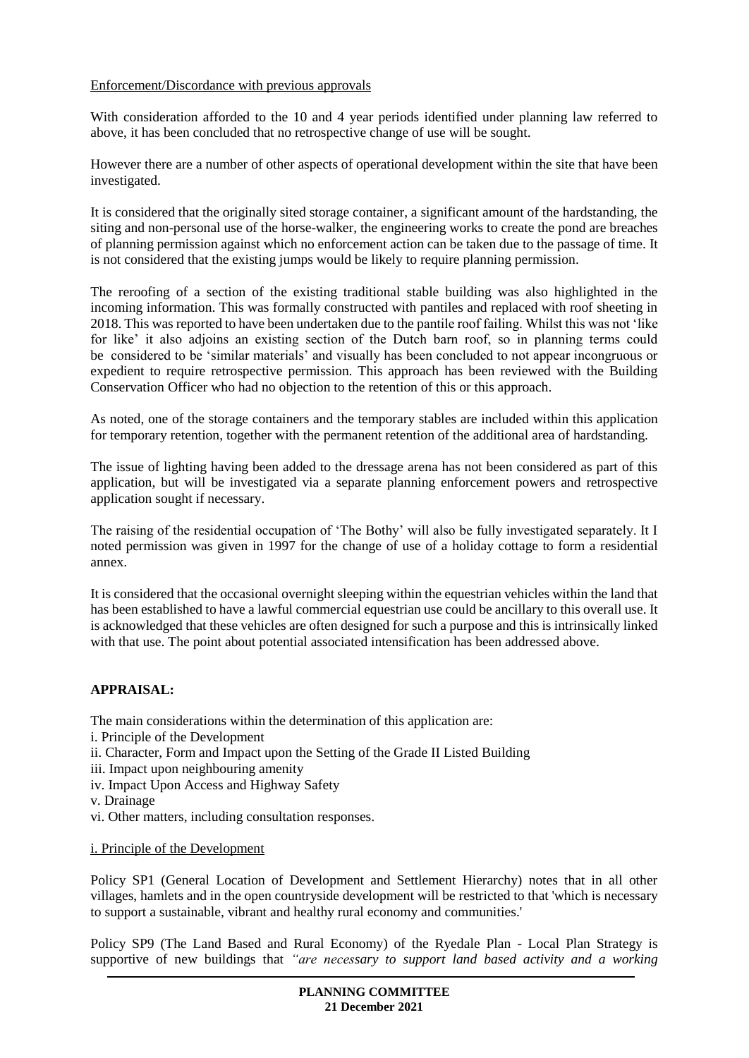Enforcement/Discordance with previous approvals

With consideration afforded to the 10 and 4 year periods identified under planning law referred to above, it has been concluded that no retrospective change of use will be sought.

However there are a number of other aspects of operational development within the site that have been investigated.

It is considered that the originally sited storage container, a significant amount of the hardstanding, the siting and non-personal use of the horse-walker, the engineering works to create the pond are breaches of planning permission against which no enforcement action can be taken due to the passage of time. It is not considered that the existing jumps would be likely to require planning permission.

The reroofing of a section of the existing traditional stable building was also highlighted in the incoming information. This was formally constructed with pantiles and replaced with roof sheeting in 2018. This was reported to have been undertaken due to the pantile roof failing. Whilst this was not 'like for like' it also adjoins an existing section of the Dutch barn roof, so in planning terms could be considered to be 'similar materials' and visually has been concluded to not appear incongruous or expedient to require retrospective permission. This approach has been reviewed with the Building Conservation Officer who had no objection to the retention of this or this approach.

As noted, one of the storage containers and the temporary stables are included within this application for temporary retention, together with the permanent retention of the additional area of hardstanding.

The issue of lighting having been added to the dressage arena has not been considered as part of this application, but will be investigated via a separate planning enforcement powers and retrospective application sought if necessary.

The raising of the residential occupation of 'The Bothy' will also be fully investigated separately. It I noted permission was given in 1997 for the change of use of a holiday cottage to form a residential annex.

It is considered that the occasional overnight sleeping within the equestrian vehicles within the land that has been established to have a lawful commercial equestrian use could be ancillary to this overall use. It is acknowledged that these vehicles are often designed for such a purpose and this is intrinsically linked with that use. The point about potential associated intensification has been addressed above.

**APPRAISAL:**

The main considerations within the determination of this application are:

i. Principle of the Development
ii. Character, Form and Impact upon the Setting of the Grade II Listed Building
iii. Impact upon neighbouring amenity
iv. Impact Upon Access and Highway Safety
v. Drainage
vi. Other matters, including consultation responses.

i. Principle of the Development

Policy SP1 (General Location of Development and Settlement Hierarchy) notes that in all other villages, hamlets and in the open countryside development will be restricted to that 'which is necessary to support a sustainable, vibrant and healthy rural economy and communities.'

Policy SP9 (The Land Based and Rural Economy) of the Ryedale Plan - Local Plan Strategy is supportive of new buildings that *"are necessary to support land based activity and a working*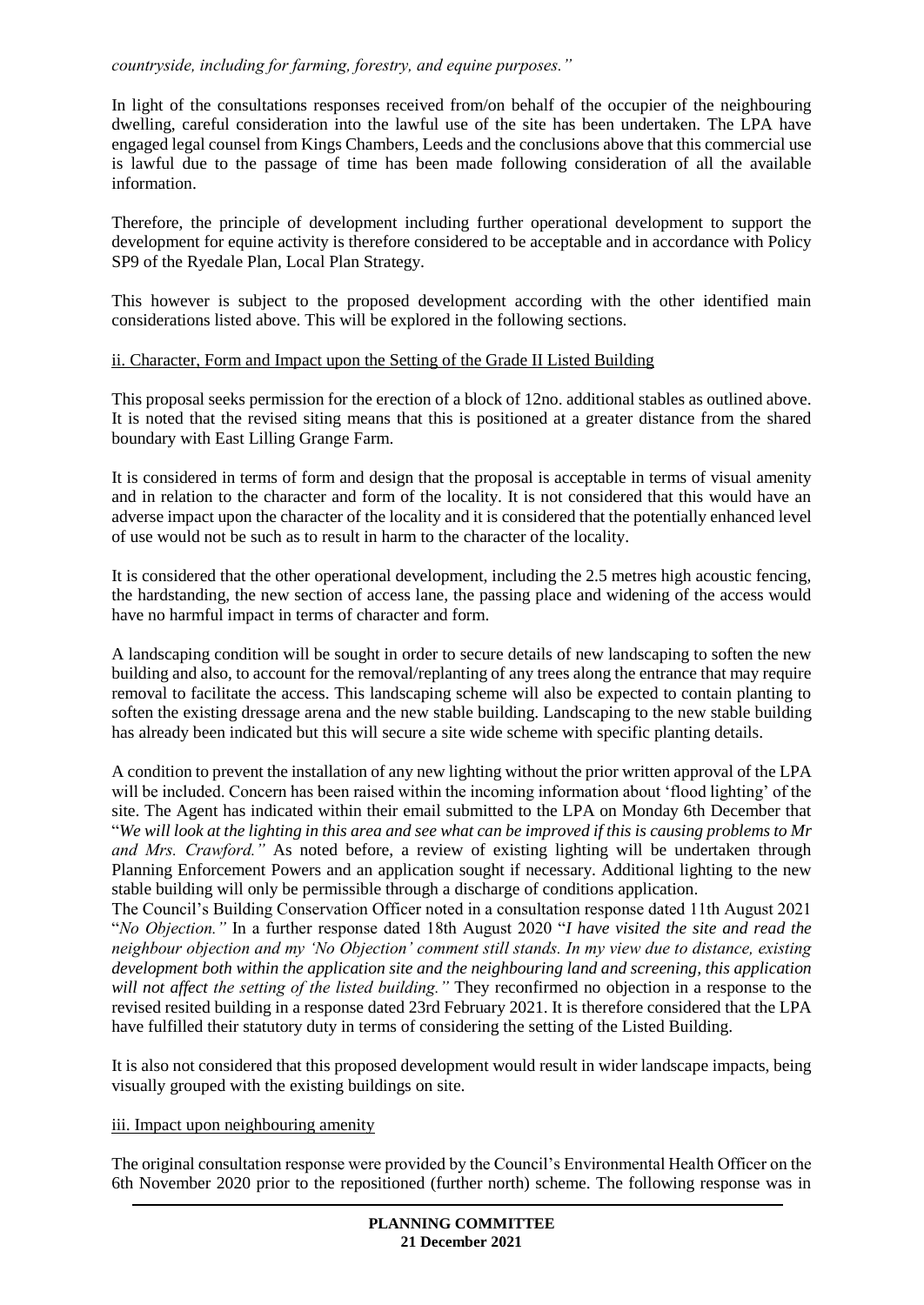*countryside, including for farming, forestry, and equine purposes."*

In light of the consultations responses received from/on behalf of the occupier of the neighbouring dwelling, careful consideration into the lawful use of the site has been undertaken. The LPA have engaged legal counsel from Kings Chambers, Leeds and the conclusions above that this commercial use is lawful due to the passage of time has been made following consideration of all the available information.

Therefore, the principle of development including further operational development to support the development for equine activity is therefore considered to be acceptable and in accordance with Policy SP9 of the Ryedale Plan, Local Plan Strategy.

This however is subject to the proposed development according with the other identified main considerations listed above. This will be explored in the following sections.

ii. Character, Form and Impact upon the Setting of the Grade II Listed Building

This proposal seeks permission for the erection of a block of 12no. additional stables as outlined above. It is noted that the revised siting means that this is positioned at a greater distance from the shared boundary with East Lilling Grange Farm.

It is considered in terms of form and design that the proposal is acceptable in terms of visual amenity and in relation to the character and form of the locality. It is not considered that this would have an adverse impact upon the character of the locality and it is considered that the potentially enhanced level of use would not be such as to result in harm to the character of the locality.

It is considered that the other operational development, including the 2.5 metres high acoustic fencing, the hardstanding, the new section of access lane, the passing place and widening of the access would have no harmful impact in terms of character and form.

A landscaping condition will be sought in order to secure details of new landscaping to soften the new building and also, to account for the removal/replanting of any trees along the entrance that may require removal to facilitate the access. This landscaping scheme will also be expected to contain planting to soften the existing dressage arena and the new stable building. Landscaping to the new stable building has already been indicated but this will secure a site wide scheme with specific planting details.

A condition to prevent the installation of any new lighting without the prior written approval of the LPA will be included. Concern has been raised within the incoming information about 'flood lighting' of the site. The Agent has indicated within their email submitted to the LPA on Monday 6th December that "*We will look at the lighting in this area and see what can be improved if this is causing problems to Mr and Mrs. Crawford."* As noted before, a review of existing lighting will be undertaken through Planning Enforcement Powers and an application sought if necessary. Additional lighting to the new stable building will only be permissible through a discharge of conditions application.

The Council's Building Conservation Officer noted in a consultation response dated 11th August 2021 "*No Objection."* In a further response dated 18th August 2020 "*I have visited the site and read the neighbour objection and my 'No Objection' comment still stands. In my view due to distance, existing development both within the application site and the neighbouring land and screening, this application will not affect the setting of the listed building."* They reconfirmed no objection in a response to the revised resited building in a response dated 23rd February 2021. It is therefore considered that the LPA have fulfilled their statutory duty in terms of considering the setting of the Listed Building.

It is also not considered that this proposed development would result in wider landscape impacts, being visually grouped with the existing buildings on site.

iii. Impact upon neighbouring amenity

The original consultation response were provided by the Council's Environmental Health Officer on the 6th November 2020 prior to the repositioned (further north) scheme. The following response was in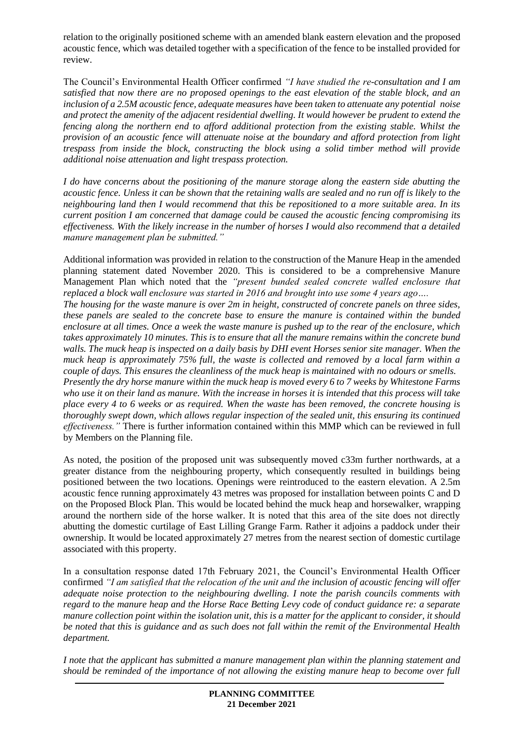relation to the originally positioned scheme with an amended blank eastern elevation and the proposed acoustic fence, which was detailed together with a specification of the fence to be installed provided for review.

The Council's Environmental Health Officer confirmed *"I have studied the re-consultation and I am satisfied that now there are no proposed openings to the east elevation of the stable block, and an inclusion of a 2.5M acoustic fence, adequate measures have been taken to attenuate any potential noise and protect the amenity of the adjacent residential dwelling. It would however be prudent to extend the fencing along the northern end to afford additional protection from the existing stable. Whilst the provision of an acoustic fence will attenuate noise at the boundary and afford protection from light trespass from inside the block, constructing the block using a solid timber method will provide additional noise attenuation and light trespass protection.*

*I do have concerns about the positioning of the manure storage along the eastern side abutting the acoustic fence. Unless it can be shown that the retaining walls are sealed and no run off is likely to the neighbouring land then I would recommend that this be repositioned to a more suitable area. In its current position I am concerned that damage could be caused the acoustic fencing compromising its effectiveness. With the likely increase in the number of horses I would also recommend that a detailed manure management plan be submitted."*

Additional information was provided in relation to the construction of the Manure Heap in the amended planning statement dated November 2020. This is considered to be a comprehensive Manure Management Plan which noted that the *"present bunded sealed concrete walled enclosure that replaced a block wall enclosure was started in 2016 and brought into use some 4 years ago….*
*The housing for the waste manure is over 2m in height, constructed of concrete panels on three sides, these panels are sealed to the concrete base to ensure the manure is contained within the bunded enclosure at all times. Once a week the waste manure is pushed up to the rear of the enclosure, which takes approximately 10 minutes. This is to ensure that all the manure remains within the concrete bund walls. The muck heap is inspected on a daily basis by DHI event Horses senior site manager. When the muck heap is approximately 75% full, the waste is collected and removed by a local farm within a couple of days. This ensures the cleanliness of the muck heap is maintained with no odours or smells.*
*Presently the dry horse manure within the muck heap is moved every 6 to 7 weeks by Whitestone Farms who use it on their land as manure. With the increase in horses it is intended that this process will take place every 4 to 6 weeks or as required. When the waste has been removed, the concrete housing is thoroughly swept down, which allows regular inspection of the sealed unit, this ensuring its continued effectiveness."* There is further information contained within this MMP which can be reviewed in full by Members on the Planning file.

As noted, the position of the proposed unit was subsequently moved c33m further northwards, at a greater distance from the neighbouring property, which consequently resulted in buildings being positioned between the two locations. Openings were reintroduced to the eastern elevation. A 2.5m acoustic fence running approximately 43 metres was proposed for installation between points C and D on the Proposed Block Plan. This would be located behind the muck heap and horsewalker, wrapping around the northern side of the horse walker. It is noted that this area of the site does not directly abutting the domestic curtilage of East Lilling Grange Farm. Rather it adjoins a paddock under their ownership. It would be located approximately 27 metres from the nearest section of domestic curtilage associated with this property.

In a consultation response dated 17th February 2021, the Council's Environmental Health Officer confirmed *"I am satisfied that the relocation of the unit and the inclusion of acoustic fencing will offer adequate noise protection to the neighbouring dwelling. I note the parish councils comments with regard to the manure heap and the Horse Race Betting Levy code of conduct guidance re: a separate manure collection point within the isolation unit, this is a matter for the applicant to consider, it should be noted that this is guidance and as such does not fall within the remit of the Environmental Health department.*

*I note that the applicant has submitted a manure management plan within the planning statement and should be reminded of the importance of not allowing the existing manure heap to become over full*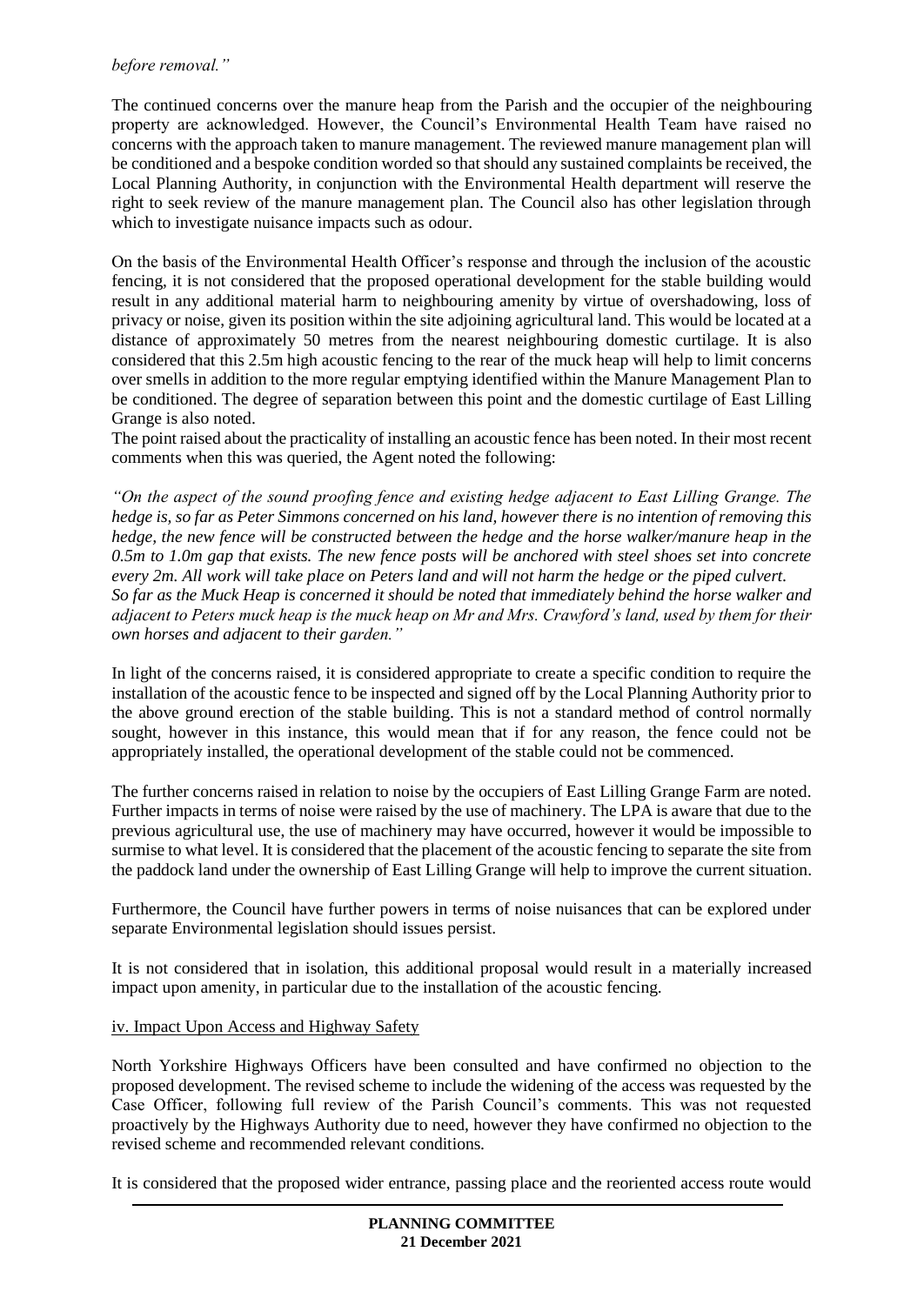*before removal."*

The continued concerns over the manure heap from the Parish and the occupier of the neighbouring property are acknowledged. However, the Council's Environmental Health Team have raised no concerns with the approach taken to manure management. The reviewed manure management plan will be conditioned and a bespoke condition worded so that should any sustained complaints be received, the Local Planning Authority, in conjunction with the Environmental Health department will reserve the right to seek review of the manure management plan. The Council also has other legislation through which to investigate nuisance impacts such as odour.

On the basis of the Environmental Health Officer's response and through the inclusion of the acoustic fencing, it is not considered that the proposed operational development for the stable building would result in any additional material harm to neighbouring amenity by virtue of overshadowing, loss of privacy or noise, given its position within the site adjoining agricultural land. This would be located at a distance of approximately 50 metres from the nearest neighbouring domestic curtilage. It is also considered that this 2.5m high acoustic fencing to the rear of the muck heap will help to limit concerns over smells in addition to the more regular emptying identified within the Manure Management Plan to be conditioned. The degree of separation between this point and the domestic curtilage of East Lilling Grange is also noted.

The point raised about the practicality of installing an acoustic fence has been noted. In their most recent comments when this was queried, the Agent noted the following:

*"On the aspect of the sound proofing fence and existing hedge adjacent to East Lilling Grange. The hedge is, so far as Peter Simmons concerned on his land, however there is no intention of removing this hedge, the new fence will be constructed between the hedge and the horse walker/manure heap in the 0.5m to 1.0m gap that exists. The new fence posts will be anchored with steel shoes set into concrete every 2m. All work will take place on Peters land and will not harm the hedge or the piped culvert. So far as the Muck Heap is concerned it should be noted that immediately behind the horse walker and adjacent to Peters muck heap is the muck heap on Mr and Mrs. Crawford's land, used by them for their own horses and adjacent to their garden."*

In light of the concerns raised, it is considered appropriate to create a specific condition to require the installation of the acoustic fence to be inspected and signed off by the Local Planning Authority prior to the above ground erection of the stable building. This is not a standard method of control normally sought, however in this instance, this would mean that if for any reason, the fence could not be appropriately installed, the operational development of the stable could not be commenced.

The further concerns raised in relation to noise by the occupiers of East Lilling Grange Farm are noted. Further impacts in terms of noise were raised by the use of machinery. The LPA is aware that due to the previous agricultural use, the use of machinery may have occurred, however it would be impossible to surmise to what level. It is considered that the placement of the acoustic fencing to separate the site from the paddock land under the ownership of East Lilling Grange will help to improve the current situation.

Furthermore, the Council have further powers in terms of noise nuisances that can be explored under separate Environmental legislation should issues persist.

It is not considered that in isolation, this additional proposal would result in a materially increased impact upon amenity, in particular due to the installation of the acoustic fencing.

iv. Impact Upon Access and Highway Safety

North Yorkshire Highways Officers have been consulted and have confirmed no objection to the proposed development. The revised scheme to include the widening of the access was requested by the Case Officer, following full review of the Parish Council's comments. This was not requested proactively by the Highways Authority due to need, however they have confirmed no objection to the revised scheme and recommended relevant conditions.

It is considered that the proposed wider entrance, passing place and the reoriented access route would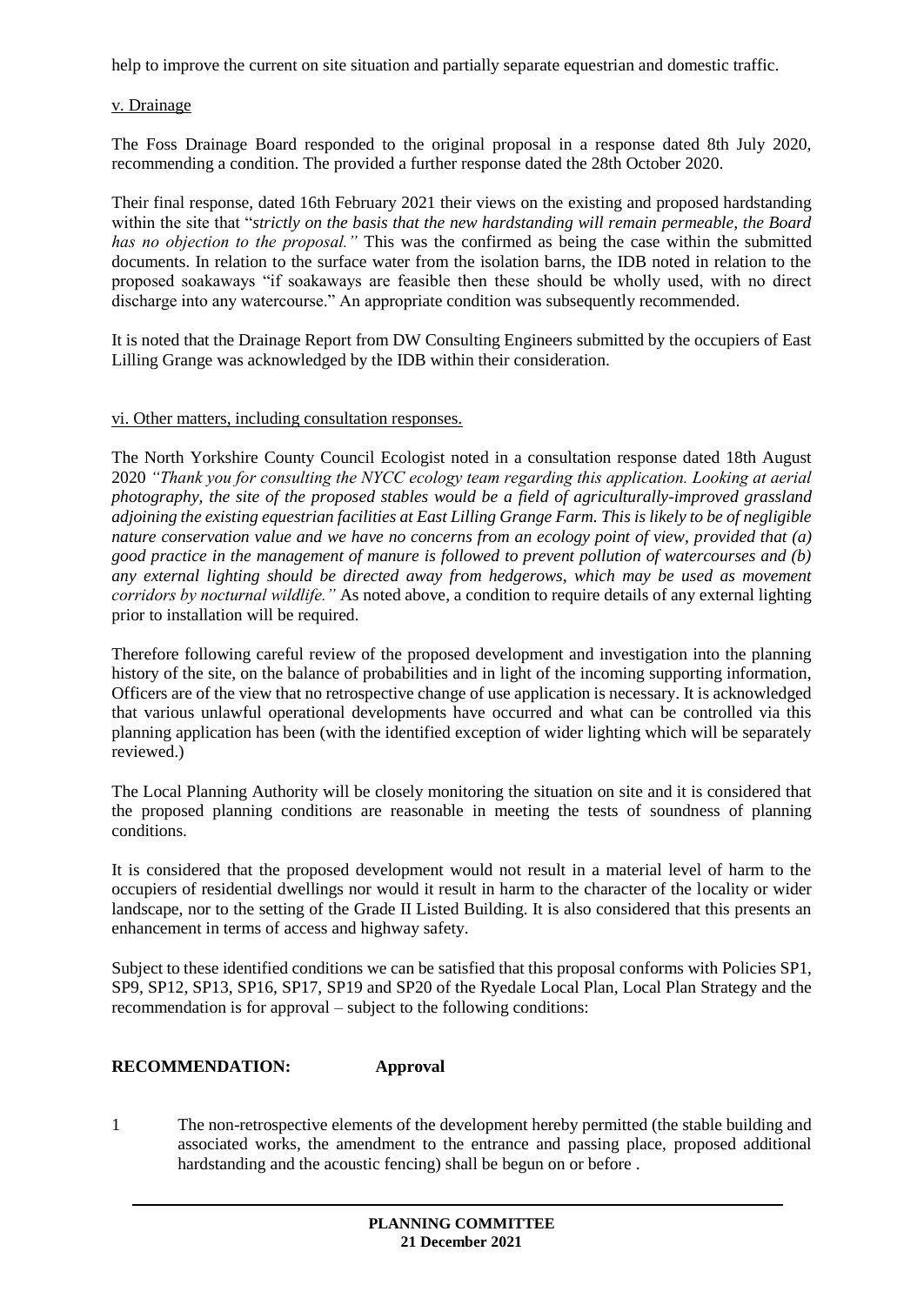help to improve the current on site situation and partially separate equestrian and domestic traffic.

v. Drainage

The Foss Drainage Board responded to the original proposal in a response dated 8th July 2020, recommending a condition. The provided a further response dated the 28th October 2020.

Their final response, dated 16th February 2021 their views on the existing and proposed hardstanding within the site that "*strictly on the basis that the new hardstanding will remain permeable, the Board has no objection to the proposal.*" This was the confirmed as being the case within the submitted documents. In relation to the surface water from the isolation barns, the IDB noted in relation to the proposed soakaways "if soakaways are feasible then these should be wholly used, with no direct discharge into any watercourse." An appropriate condition was subsequently recommended.

It is noted that the Drainage Report from DW Consulting Engineers submitted by the occupiers of East Lilling Grange was acknowledged by the IDB within their consideration.

vi. Other matters, including consultation responses.

The North Yorkshire County Council Ecologist noted in a consultation response dated 18th August 2020 *"Thank you for consulting the NYCC ecology team regarding this application. Looking at aerial photography, the site of the proposed stables would be a field of agriculturally-improved grassland adjoining the existing equestrian facilities at East Lilling Grange Farm. This is likely to be of negligible nature conservation value and we have no concerns from an ecology point of view, provided that (a) good practice in the management of manure is followed to prevent pollution of watercourses and (b) any external lighting should be directed away from hedgerows, which may be used as movement corridors by nocturnal wildlife."* As noted above, a condition to require details of any external lighting prior to installation will be required.

Therefore following careful review of the proposed development and investigation into the planning history of the site, on the balance of probabilities and in light of the incoming supporting information, Officers are of the view that no retrospective change of use application is necessary. It is acknowledged that various unlawful operational developments have occurred and what can be controlled via this planning application has been (with the identified exception of wider lighting which will be separately reviewed.)

The Local Planning Authority will be closely monitoring the situation on site and it is considered that the proposed planning conditions are reasonable in meeting the tests of soundness of planning conditions.

It is considered that the proposed development would not result in a material level of harm to the occupiers of residential dwellings nor would it result in harm to the character of the locality or wider landscape, nor to the setting of the Grade II Listed Building. It is also considered that this presents an enhancement in terms of access and highway safety.

Subject to these identified conditions we can be satisfied that this proposal conforms with Policies SP1, SP9, SP12, SP13, SP16, SP17, SP19 and SP20 of the Ryedale Local Plan, Local Plan Strategy and the recommendation is for approval – subject to the following conditions:

**RECOMMENDATION: Approval**

1 The non-retrospective elements of the development hereby permitted (the stable building and associated works, the amendment to the entrance and passing place, proposed additional hardstanding and the acoustic fencing) shall be begun on or before .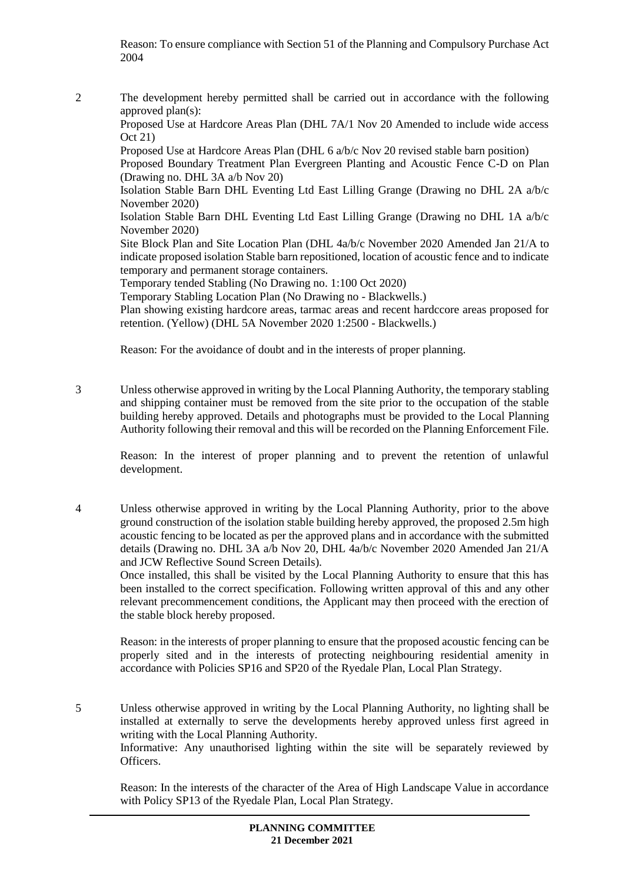Reason: To ensure compliance with Section 51 of the Planning and Compulsory Purchase Act 2004

2 The development hereby permitted shall be carried out in accordance with the following approved plan(s):

Proposed Use at Hardcore Areas Plan (DHL 7A/1 Nov 20 Amended to include wide access Oct 21)

Proposed Use at Hardcore Areas Plan (DHL 6 a/b/c Nov 20 revised stable barn position)

Proposed Boundary Treatment Plan Evergreen Planting and Acoustic Fence C-D on Plan (Drawing no. DHL 3A a/b Nov 20)

Isolation Stable Barn DHL Eventing Ltd East Lilling Grange (Drawing no DHL 2A a/b/c November 2020)

Isolation Stable Barn DHL Eventing Ltd East Lilling Grange (Drawing no DHL 1A a/b/c November 2020)

Site Block Plan and Site Location Plan (DHL 4a/b/c November 2020 Amended Jan 21/A to indicate proposed isolation Stable barn repositioned, location of acoustic fence and to indicate temporary and permanent storage containers.

Temporary tended Stabling (No Drawing no. 1:100 Oct 2020)

Temporary Stabling Location Plan (No Drawing no - Blackwells.)

Plan showing existing hardcore areas, tarmac areas and recent hardccore areas proposed for retention. (Yellow) (DHL 5A November 2020 1:2500 - Blackwells.)

Reason: For the avoidance of doubt and in the interests of proper planning.

3 Unless otherwise approved in writing by the Local Planning Authority, the temporary stabling and shipping container must be removed from the site prior to the occupation of the stable building hereby approved. Details and photographs must be provided to the Local Planning Authority following their removal and this will be recorded on the Planning Enforcement File.

Reason: In the interest of proper planning and to prevent the retention of unlawful development.

4 Unless otherwise approved in writing by the Local Planning Authority, prior to the above ground construction of the isolation stable building hereby approved, the proposed 2.5m high acoustic fencing to be located as per the approved plans and in accordance with the submitted details (Drawing no. DHL 3A a/b Nov 20, DHL 4a/b/c November 2020 Amended Jan 21/A and JCW Reflective Sound Screen Details).

Once installed, this shall be visited by the Local Planning Authority to ensure that this has been installed to the correct specification. Following written approval of this and any other relevant precommencement conditions, the Applicant may then proceed with the erection of the stable block hereby proposed.

Reason: in the interests of proper planning to ensure that the proposed acoustic fencing can be properly sited and in the interests of protecting neighbouring residential amenity in accordance with Policies SP16 and SP20 of the Ryedale Plan, Local Plan Strategy.

5 Unless otherwise approved in writing by the Local Planning Authority, no lighting shall be installed at externally to serve the developments hereby approved unless first agreed in writing with the Local Planning Authority.

Informative: Any unauthorised lighting within the site will be separately reviewed by Officers.

Reason: In the interests of the character of the Area of High Landscape Value in accordance with Policy SP13 of the Ryedale Plan, Local Plan Strategy.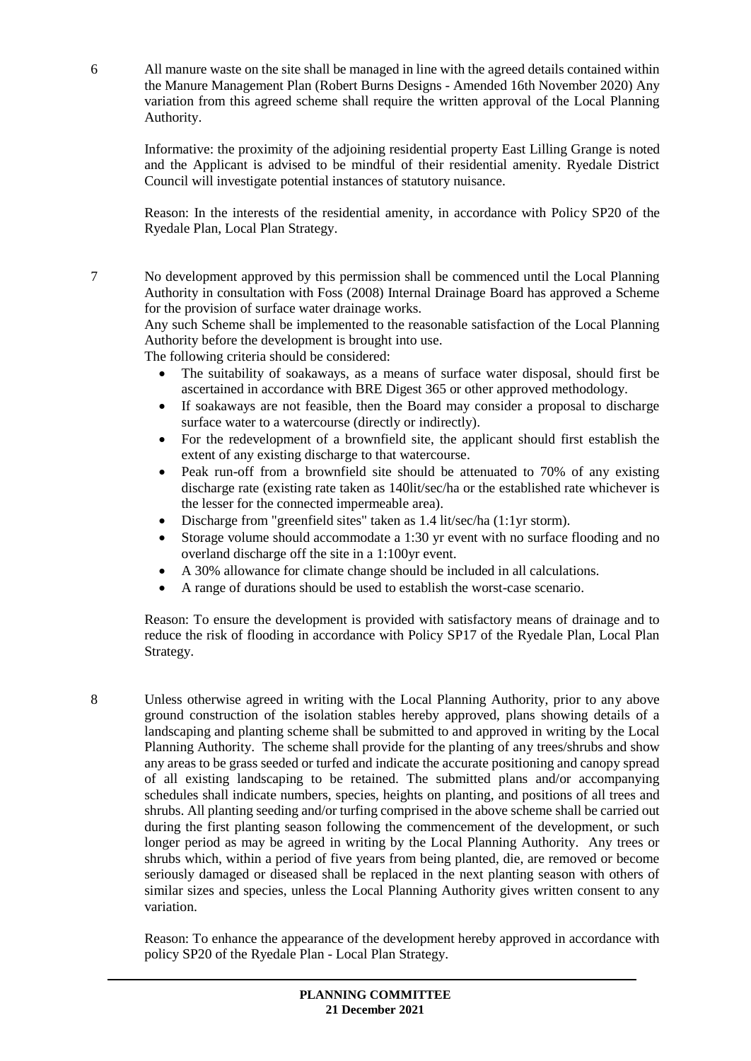6 All manure waste on the site shall be managed in line with the agreed details contained within the Manure Management Plan (Robert Burns Designs - Amended 16th November 2020) Any variation from this agreed scheme shall require the written approval of the Local Planning Authority.

Informative: the proximity of the adjoining residential property East Lilling Grange is noted and the Applicant is advised to be mindful of their residential amenity. Ryedale District Council will investigate potential instances of statutory nuisance.

Reason: In the interests of the residential amenity, in accordance with Policy SP20 of the Ryedale Plan, Local Plan Strategy.

7 No development approved by this permission shall be commenced until the Local Planning Authority in consultation with Foss (2008) Internal Drainage Board has approved a Scheme for the provision of surface water drainage works.
Any such Scheme shall be implemented to the reasonable satisfaction of the Local Planning Authority before the development is brought into use.
The following criteria should be considered:

- The suitability of soakaways, as a means of surface water disposal, should first be ascertained in accordance with BRE Digest 365 or other approved methodology.
- If soakaways are not feasible, then the Board may consider a proposal to discharge surface water to a watercourse (directly or indirectly).
- For the redevelopment of a brownfield site, the applicant should first establish the extent of any existing discharge to that watercourse.
- Peak run-off from a brownfield site should be attenuated to 70% of any existing discharge rate (existing rate taken as 140lit/sec/ha or the established rate whichever is the lesser for the connected impermeable area).
- Discharge from "greenfield sites" taken as 1.4 lit/sec/ha (1:1yr storm).
- Storage volume should accommodate a 1:30 yr event with no surface flooding and no overland discharge off the site in a 1:100yr event.
- A 30% allowance for climate change should be included in all calculations.
- A range of durations should be used to establish the worst-case scenario.

Reason: To ensure the development is provided with satisfactory means of drainage and to reduce the risk of flooding in accordance with Policy SP17 of the Ryedale Plan, Local Plan Strategy.

8 Unless otherwise agreed in writing with the Local Planning Authority, prior to any above ground construction of the isolation stables hereby approved, plans showing details of a landscaping and planting scheme shall be submitted to and approved in writing by the Local Planning Authority. The scheme shall provide for the planting of any trees/shrubs and show any areas to be grass seeded or turfed and indicate the accurate positioning and canopy spread of all existing landscaping to be retained. The submitted plans and/or accompanying schedules shall indicate numbers, species, heights on planting, and positions of all trees and shrubs. All planting seeding and/or turfing comprised in the above scheme shall be carried out during the first planting season following the commencement of the development, or such longer period as may be agreed in writing by the Local Planning Authority. Any trees or shrubs which, within a period of five years from being planted, die, are removed or become seriously damaged or diseased shall be replaced in the next planting season with others of similar sizes and species, unless the Local Planning Authority gives written consent to any variation.

Reason: To enhance the appearance of the development hereby approved in accordance with policy SP20 of the Ryedale Plan - Local Plan Strategy.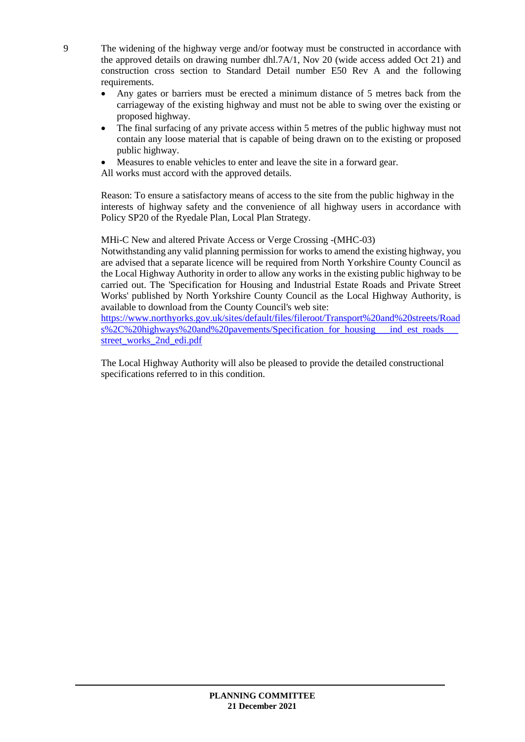9 The widening of the highway verge and/or footway must be constructed in accordance with the approved details on drawing number dhl.7A/1, Nov 20 (wide access added Oct 21) and construction cross section to Standard Detail number E50 Rev A and the following requirements.

- Any gates or barriers must be erected a minimum distance of 5 metres back from the carriageway of the existing highway and must not be able to swing over the existing or proposed highway.
- The final surfacing of any private access within 5 metres of the public highway must not contain any loose material that is capable of being drawn on to the existing or proposed public highway.
- Measures to enable vehicles to enter and leave the site in a forward gear.

All works must accord with the approved details.

Reason: To ensure a satisfactory means of access to the site from the public highway in the interests of highway safety and the convenience of all highway users in accordance with Policy SP20 of the Ryedale Plan, Local Plan Strategy.

MHi-C New and altered Private Access or Verge Crossing -(MHC-03)
Notwithstanding any valid planning permission for works to amend the existing highway, you are advised that a separate licence will be required from North Yorkshire County Council as the Local Highway Authority in order to allow any works in the existing public highway to be carried out. The 'Specification for Housing and Industrial Estate Roads and Private Street Works' published by North Yorkshire County Council as the Local Highway Authority, is available to download from the County Council's web site:
https://www.northyorks.gov.uk/sites/default/files/fileroot/Transport%20and%20streets/Roads%2C%20highways%20and%20pavements/Specification_for_housing___ind_est_roads___street_works_2nd_edi.pdf

The Local Highway Authority will also be pleased to provide the detailed constructional specifications referred to in this condition.